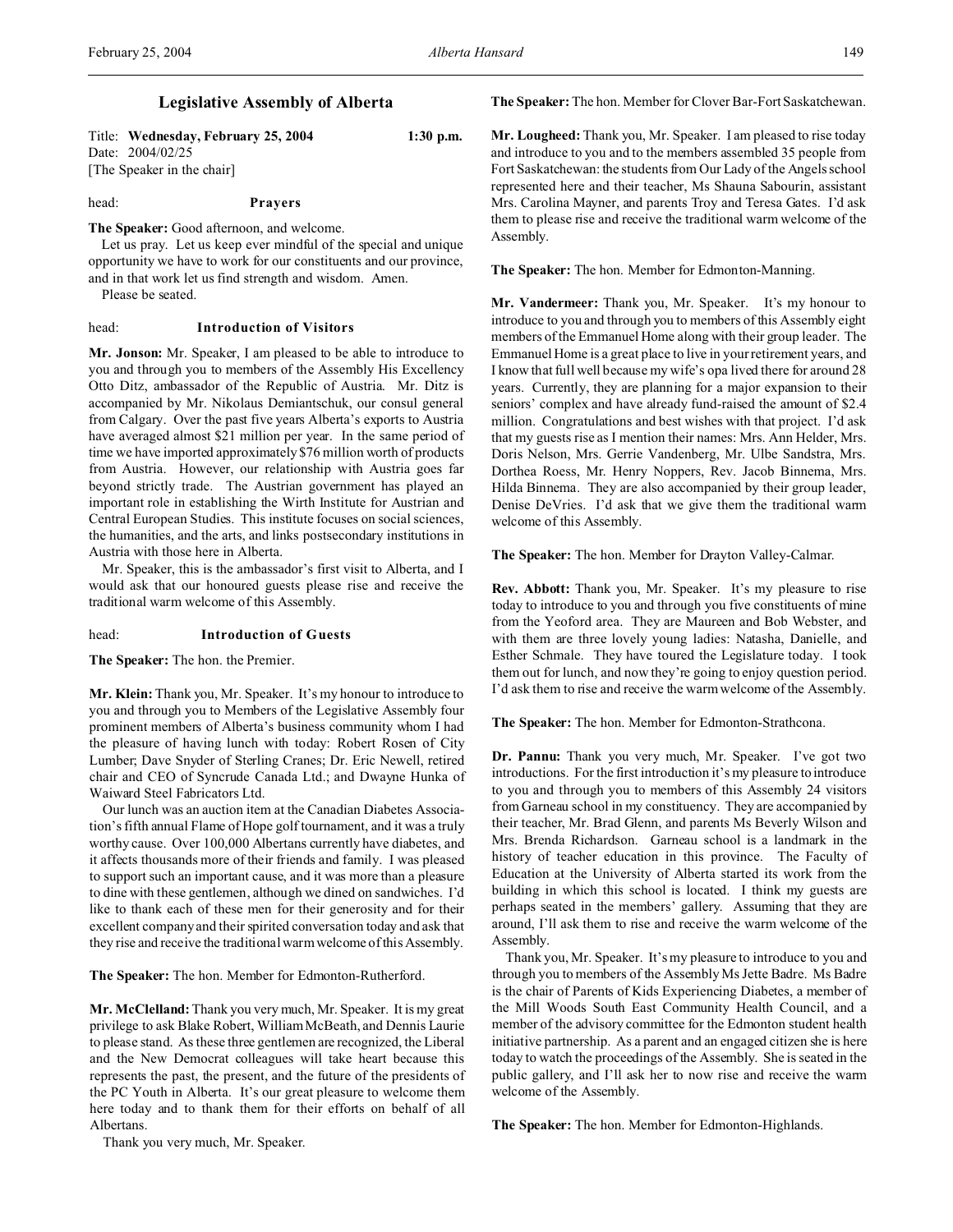# Legislative Assembly of Alberta

Title: **Wednesday, February 25, 2004** **1:30 p.m.**
Date: 2004/02/25
[The Speaker in the chair]

head: **Prayers**

**The Speaker:** Good afternoon, and welcome.

Let us pray. Let us keep ever mindful of the special and unique opportunity we have to work for our constituents and our province, and in that work let us find strength and wisdom. Amen.

Please be seated.

head: **Introduction of Visitors**

**Mr. Jonson:** Mr. Speaker, I am pleased to be able to introduce to you and through you to members of the Assembly His Excellency Otto Ditz, ambassador of the Republic of Austria. Mr. Ditz is accompanied by Mr. Nikolaus Demiantschuk, our consul general from Calgary. Over the past five years Alberta's exports to Austria have averaged almost $21 million per year. In the same period of time we have imported approximately $76 million worth of products from Austria. However, our relationship with Austria goes far beyond strictly trade. The Austrian government has played an important role in establishing the Wirth Institute for Austrian and Central European Studies. This institute focuses on social sciences, the humanities, and the arts, and links postsecondary institutions in Austria with those here in Alberta.

Mr. Speaker, this is the ambassador's first visit to Alberta, and I would ask that our honoured guests please rise and receive the traditional warm welcome of this Assembly.

head: **Introduction of Guests**

**The Speaker:** The hon. the Premier.

**Mr. Klein:** Thank you, Mr. Speaker. It's my honour to introduce to you and through you to Members of the Legislative Assembly four prominent members of Alberta's business community whom I had the pleasure of having lunch with today: Robert Rosen of City Lumber; Dave Snyder of Sterling Cranes; Dr. Eric Newell, retired chair and CEO of Syncrude Canada Ltd.; and Dwayne Hunka of Waiward Steel Fabricators Ltd.

Our lunch was an auction item at the Canadian Diabetes Association's fifth annual Flame of Hope golf tournament, and it was a truly worthy cause. Over 100,000 Albertans currently have diabetes, and it affects thousands more of their friends and family. I was pleased to support such an important cause, and it was more than a pleasure to dine with these gentlemen, although we dined on sandwiches. I'd like to thank each of these men for their generosity and for their excellent company and their spirited conversation today and ask that they rise and receive the traditional warm welcome of this Assembly.

**The Speaker:** The hon. Member for Edmonton-Rutherford.

**Mr. McClelland:** Thank you very much, Mr. Speaker. It is my great privilege to ask Blake Robert, William McBeath, and Dennis Laurie to please stand. As these three gentlemen are recognized, the Liberal and the New Democrat colleagues will take heart because this represents the past, the present, and the future of the presidents of the PC Youth in Alberta. It's our great pleasure to welcome them here today and to thank them for their efforts on behalf of all Albertans.

Thank you very much, Mr. Speaker.

**The Speaker:** The hon. Member for Clover Bar-Fort Saskatchewan.

**Mr. Lougheed:** Thank you, Mr. Speaker. I am pleased to rise today and introduce to you and to the members assembled 35 people from Fort Saskatchewan: the students from Our Lady of the Angels school represented here and their teacher, Ms Shauna Sabourin, assistant Mrs. Carolina Mayner, and parents Troy and Teresa Gates. I'd ask them to please rise and receive the traditional warm welcome of the Assembly.

**The Speaker:** The hon. Member for Edmonton-Manning.

**Mr. Vandermeer:** Thank you, Mr. Speaker. It's my honour to introduce to you and through you to members of this Assembly eight members of the Emmanuel Home along with their group leader. The Emmanuel Home is a great place to live in your retirement years, and I know that full well because my wife's opa lived there for around 28 years. Currently, they are planning for a major expansion to their seniors' complex and have already fund-raised the amount of $2.4 million. Congratulations and best wishes with that project. I'd ask that my guests rise as I mention their names: Mrs. Ann Helder, Mrs. Doris Nelson, Mrs. Gerrie Vandenberg, Mr. Ulbe Sandstra, Mrs. Dorthea Roess, Mr. Henry Noppers, Rev. Jacob Binnema, Mrs. Hilda Binnema. They are also accompanied by their group leader, Denise DeVries. I'd ask that we give them the traditional warm welcome of this Assembly.

**The Speaker:** The hon. Member for Drayton Valley-Calmar.

**Rev. Abbott:** Thank you, Mr. Speaker. It's my pleasure to rise today to introduce to you and through you five constituents of mine from the Yeoford area. They are Maureen and Bob Webster, and with them are three lovely young ladies: Natasha, Danielle, and Esther Schmale. They have toured the Legislature today. I took them out for lunch, and now they're going to enjoy question period. I'd ask them to rise and receive the warm welcome of the Assembly.

**The Speaker:** The hon. Member for Edmonton-Strathcona.

**Dr. Pannu:** Thank you very much, Mr. Speaker. I've got two introductions. For the first introduction it's my pleasure to introduce to you and through you to members of this Assembly 24 visitors from Garneau school in my constituency. They are accompanied by their teacher, Mr. Brad Glenn, and parents Ms Beverly Wilson and Mrs. Brenda Richardson. Garneau school is a landmark in the history of teacher education in this province. The Faculty of Education at the University of Alberta started its work from the building in which this school is located. I think my guests are perhaps seated in the members' gallery. Assuming that they are around, I'll ask them to rise and receive the warm welcome of the Assembly.

Thank you, Mr. Speaker. It's my pleasure to introduce to you and through you to members of the Assembly Ms Jette Badre. Ms Badre is the chair of Parents of Kids Experiencing Diabetes, a member of the Mill Woods South East Community Health Council, and a member of the advisory committee for the Edmonton student health initiative partnership. As a parent and an engaged citizen she is here today to watch the proceedings of the Assembly. She is seated in the public gallery, and I'll ask her to now rise and receive the warm welcome of the Assembly.

**The Speaker:** The hon. Member for Edmonton-Highlands.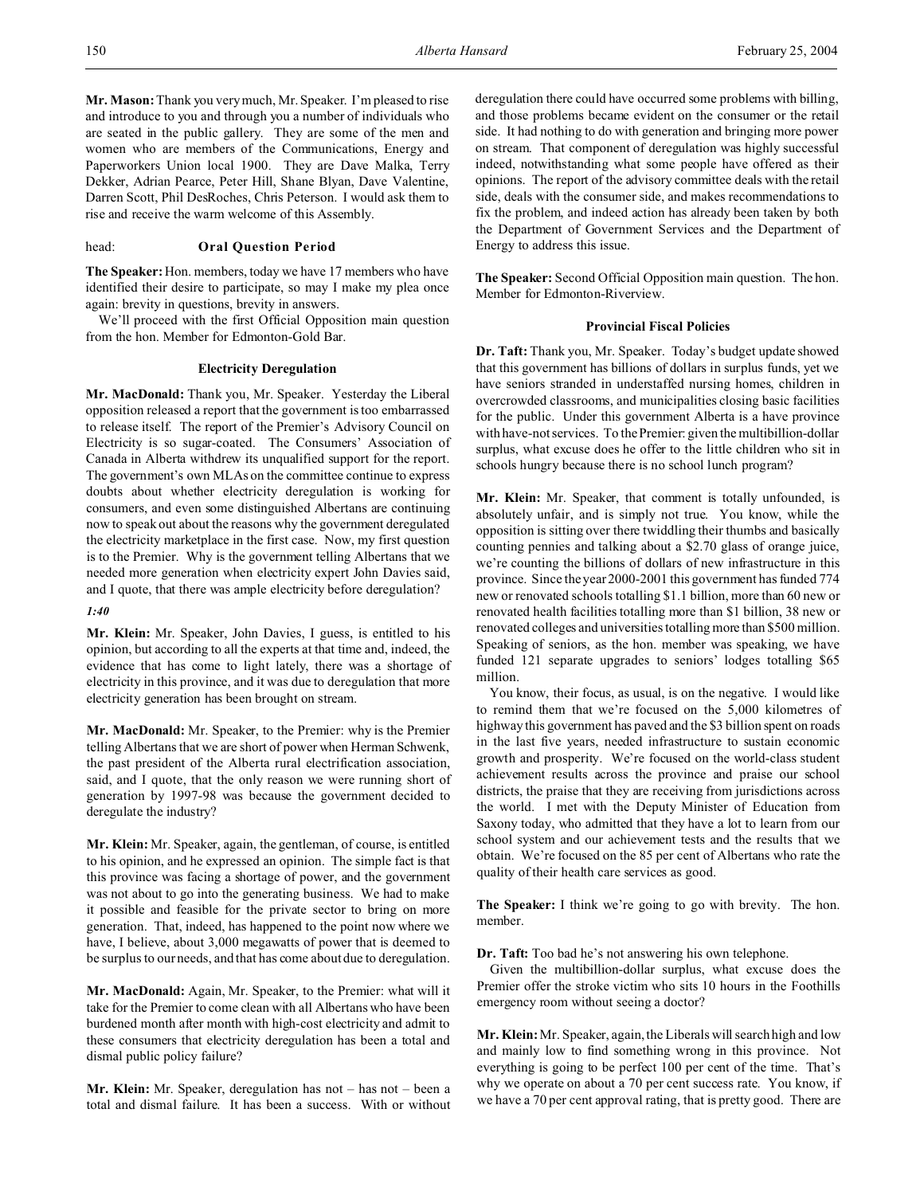**Mr. Mason:** Thank you very much, Mr. Speaker. I'm pleased to rise and introduce to you and through you a number of individuals who are seated in the public gallery. They are some of the men and women who are members of the Communications, Energy and Paperworkers Union local 1900. They are Dave Malka, Terry Dekker, Adrian Pearce, Peter Hill, Shane Blyan, Dave Valentine, Darren Scott, Phil DesRoches, Chris Peterson. I would ask them to rise and receive the warm welcome of this Assembly.

head: **Oral Question Period**

**The Speaker:** Hon. members, today we have 17 members who have identified their desire to participate, so may I make my plea once again: brevity in questions, brevity in answers.

We'll proceed with the first Official Opposition main question from the hon. Member for Edmonton-Gold Bar.

### Electricity Deregulation

**Mr. MacDonald:** Thank you, Mr. Speaker. Yesterday the Liberal opposition released a report that the government is too embarrassed to release itself. The report of the Premier's Advisory Council on Electricity is so sugar-coated. The Consumers' Association of Canada in Alberta withdrew its unqualified support for the report. The government's own MLAs on the committee continue to express doubts about whether electricity deregulation is working for consumers, and even some distinguished Albertans are continuing now to speak out about the reasons why the government deregulated the electricity marketplace in the first case. Now, my first question is to the Premier. Why is the government telling Albertans that we needed more generation when electricity expert John Davies said, and I quote, that there was ample electricity before deregulation?

*1:40*

**Mr. Klein:** Mr. Speaker, John Davies, I guess, is entitled to his opinion, but according to all the experts at that time and, indeed, the evidence that has come to light lately, there was a shortage of electricity in this province, and it was due to deregulation that more electricity generation has been brought on stream.

**Mr. MacDonald:** Mr. Speaker, to the Premier: why is the Premier telling Albertans that we are short of power when Herman Schwenk, the past president of the Alberta rural electrification association, said, and I quote, that the only reason we were running short of generation by 1997-98 was because the government decided to deregulate the industry?

**Mr. Klein:** Mr. Speaker, again, the gentleman, of course, is entitled to his opinion, and he expressed an opinion. The simple fact is that this province was facing a shortage of power, and the government was not about to go into the generating business. We had to make it possible and feasible for the private sector to bring on more generation. That, indeed, has happened to the point now where we have, I believe, about 3,000 megawatts of power that is deemed to be surplus to our needs, and that has come about due to deregulation.

**Mr. MacDonald:** Again, Mr. Speaker, to the Premier: what will it take for the Premier to come clean with all Albertans who have been burdened month after month with high-cost electricity and admit to these consumers that electricity deregulation has been a total and dismal public policy failure?

**Mr. Klein:** Mr. Speaker, deregulation has not – has not – been a total and dismal failure. It has been a success. With or without deregulation there could have occurred some problems with billing, and those problems became evident on the consumer or the retail side. It had nothing to do with generation and bringing more power on stream. That component of deregulation was highly successful indeed, notwithstanding what some people have offered as their opinions. The report of the advisory committee deals with the retail side, deals with the consumer side, and makes recommendations to fix the problem, and indeed action has already been taken by both the Department of Government Services and the Department of Energy to address this issue.

**The Speaker:** Second Official Opposition main question. The hon. Member for Edmonton-Riverview.

### Provincial Fiscal Policies

**Dr. Taft:** Thank you, Mr. Speaker. Today's budget update showed that this government has billions of dollars in surplus funds, yet we have seniors stranded in understaffed nursing homes, children in overcrowded classrooms, and municipalities closing basic facilities for the public. Under this government Alberta is a have province with have-not services. To the Premier: given the multibillion-dollar surplus, what excuse does he offer to the little children who sit in schools hungry because there is no school lunch program?

**Mr. Klein:** Mr. Speaker, that comment is totally unfounded, is absolutely unfair, and is simply not true. You know, while the opposition is sitting over there twiddling their thumbs and basically counting pennies and talking about a $2.70 glass of orange juice, we're counting the billions of dollars of new infrastructure in this province. Since the year 2000-2001 this government has funded 774 new or renovated schools totalling $1.1 billion, more than 60 new or renovated health facilities totalling more than $1 billion, 38 new or renovated colleges and universities totalling more than $500 million. Speaking of seniors, as the hon. member was speaking, we have funded 121 separate upgrades to seniors' lodges totalling $65 million.

You know, their focus, as usual, is on the negative. I would like to remind them that we're focused on the 5,000 kilometres of highway this government has paved and the $3 billion spent on roads in the last five years, needed infrastructure to sustain economic growth and prosperity. We're focused on the world-class student achievement results across the province and praise our school districts, the praise that they are receiving from jurisdictions across the world. I met with the Deputy Minister of Education from Saxony today, who admitted that they have a lot to learn from our school system and our achievement tests and the results that we obtain. We're focused on the 85 per cent of Albertans who rate the quality of their health care services as good.

**The Speaker:** I think we're going to go with brevity. The hon. member.

**Dr. Taft:** Too bad he's not answering his own telephone.

Given the multibillion-dollar surplus, what excuse does the Premier offer the stroke victim who sits 10 hours in the Foothills emergency room without seeing a doctor?

**Mr. Klein:** Mr. Speaker, again, the Liberals will search high and low and mainly low to find something wrong in this province. Not everything is going to be perfect 100 per cent of the time. That's why we operate on about a 70 per cent success rate. You know, if we have a 70 per cent approval rating, that is pretty good. There are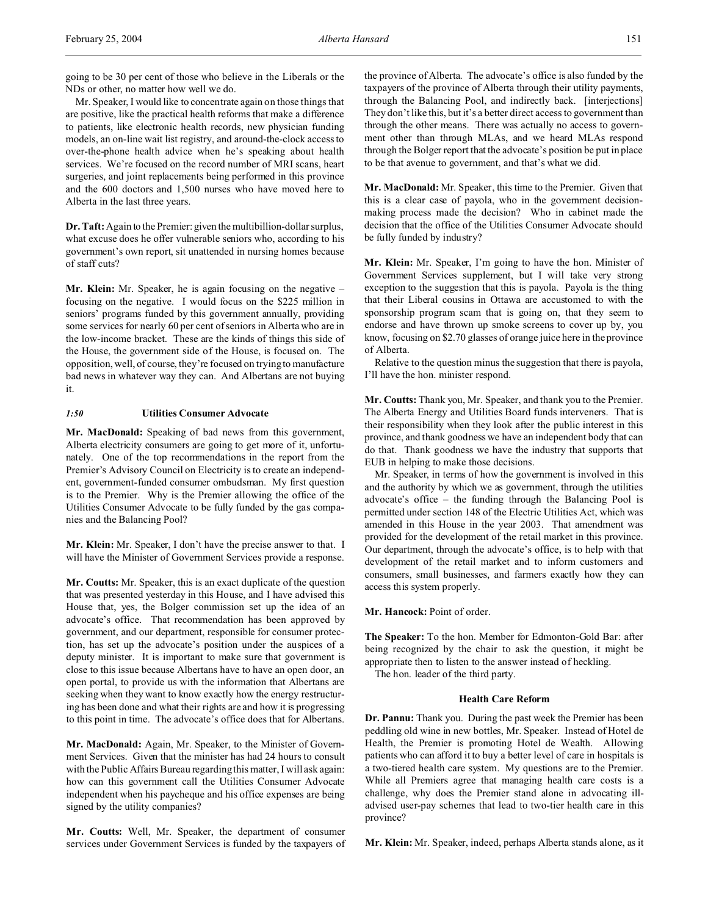going to be 30 per cent of those who believe in the Liberals or the NDs or other, no matter how well we do.

Mr. Speaker, I would like to concentrate again on those things that are positive, like the practical health reforms that make a difference to patients, like electronic health records, new physician funding models, an on-line wait list registry, and around-the-clock access to over-the-phone health advice when he's speaking about health services. We're focused on the record number of MRI scans, heart surgeries, and joint replacements being performed in this province and the 600 doctors and 1,500 nurses who have moved here to Alberta in the last three years.

**Dr. Taft:** Again to the Premier: given the multibillion-dollar surplus, what excuse does he offer vulnerable seniors who, according to his government's own report, sit unattended in nursing homes because of staff cuts?

**Mr. Klein:** Mr. Speaker, he is again focusing on the negative – focusing on the negative. I would focus on the $225 million in seniors' programs funded by this government annually, providing some services for nearly 60 per cent of seniors in Alberta who are in the low-income bracket. These are the kinds of things this side of the House, the government side of the House, is focused on. The opposition, well, of course, they're focused on trying to manufacture bad news in whatever way they can. And Albertans are not buying it.

### *1:50* Utilities Consumer Advocate

**Mr. MacDonald:** Speaking of bad news from this government, Alberta electricity consumers are going to get more of it, unfortunately. One of the top recommendations in the report from the Premier's Advisory Council on Electricity is to create an independent, government-funded consumer ombudsman. My first question is to the Premier. Why is the Premier allowing the office of the Utilities Consumer Advocate to be fully funded by the gas companies and the Balancing Pool?

**Mr. Klein:** Mr. Speaker, I don't have the precise answer to that. I will have the Minister of Government Services provide a response.

**Mr. Coutts:** Mr. Speaker, this is an exact duplicate of the question that was presented yesterday in this House, and I have advised this House that, yes, the Bolger commission set up the idea of an advocate's office. That recommendation has been approved by government, and our department, responsible for consumer protection, has set up the advocate's position under the auspices of a deputy minister. It is important to make sure that government is close to this issue because Albertans have to have an open door, an open portal, to provide us with the information that Albertans are seeking when they want to know exactly how the energy restructuring has been done and what their rights are and how it is progressing to this point in time. The advocate's office does that for Albertans.

**Mr. MacDonald:** Again, Mr. Speaker, to the Minister of Government Services. Given that the minister has had 24 hours to consult with the Public Affairs Bureau regarding this matter, I will ask again: how can this government call the Utilities Consumer Advocate independent when his paycheque and his office expenses are being signed by the utility companies?

**Mr. Coutts:** Well, Mr. Speaker, the department of consumer services under Government Services is funded by the taxpayers of the province of Alberta. The advocate's office is also funded by the taxpayers of the province of Alberta through their utility payments, through the Balancing Pool, and indirectly back. [interjections] They don't like this, but it's a better direct access to government than through the other means. There was actually no access to government other than through MLAs, and we heard MLAs respond through the Bolger report that the advocate's position be put in place to be that avenue to government, and that's what we did.

**Mr. MacDonald:** Mr. Speaker, this time to the Premier. Given that this is a clear case of payola, who in the government decision-making process made the decision? Who in cabinet made the decision that the office of the Utilities Consumer Advocate should be fully funded by industry?

**Mr. Klein:** Mr. Speaker, I'm going to have the hon. Minister of Government Services supplement, but I will take very strong exception to the suggestion that this is payola. Payola is the thing that their Liberal cousins in Ottawa are accustomed to with the sponsorship program scam that is going on, that they seem to endorse and have thrown up smoke screens to cover up by, you know, focusing on $2.70 glasses of orange juice here in the province of Alberta.

Relative to the question minus the suggestion that there is payola, I'll have the hon. minister respond.

**Mr. Coutts:** Thank you, Mr. Speaker, and thank you to the Premier. The Alberta Energy and Utilities Board funds interveners. That is their responsibility when they look after the public interest in this province, and thank goodness we have an independent body that can do that. Thank goodness we have the industry that supports that EUB in helping to make those decisions.

Mr. Speaker, in terms of how the government is involved in this and the authority by which we as government, through the utilities advocate's office – the funding through the Balancing Pool is permitted under section 148 of the Electric Utilities Act, which was amended in this House in the year 2003. That amendment was provided for the development of the retail market in this province. Our department, through the advocate's office, is to help with that development of the retail market and to inform customers and consumers, small businesses, and farmers exactly how they can access this system properly.

**Mr. Hancock:** Point of order.

**The Speaker:** To the hon. Member for Edmonton-Gold Bar: after being recognized by the chair to ask the question, it might be appropriate then to listen to the answer instead of heckling.

The hon. leader of the third party.

### Health Care Reform

**Dr. Pannu:** Thank you. During the past week the Premier has been peddling old wine in new bottles, Mr. Speaker. Instead of Hotel de Health, the Premier is promoting Hotel de Wealth. Allowing patients who can afford it to buy a better level of care in hospitals is a two-tiered health care system. My questions are to the Premier. While all Premiers agree that managing health care costs is a challenge, why does the Premier stand alone in advocating ill-advised user-pay schemes that lead to two-tier health care in this province?

**Mr. Klein:** Mr. Speaker, indeed, perhaps Alberta stands alone, as it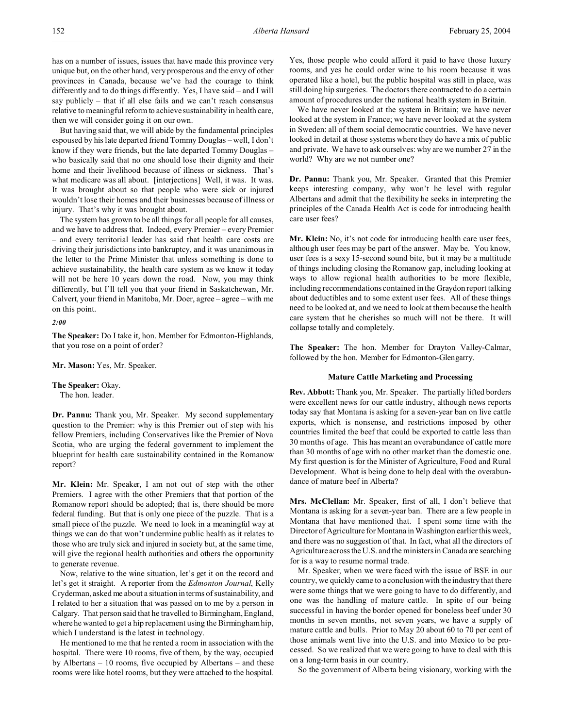has on a number of issues, issues that have made this province very unique but, on the other hand, very prosperous and the envy of other provinces in Canada, because we've had the courage to think differently and to do things differently. Yes, I have said – and I will say publicly – that if all else fails and we can't reach consensus relative to meaningful reform to achieve sustainability in health care, then we will consider going it on our own.

But having said that, we will abide by the fundamental principles espoused by his late departed friend Tommy Douglas – well, I don't know if they were friends, but the late departed Tommy Douglas – who basically said that no one should lose their dignity and their home and their livelihood because of illness or sickness. That's what medicare was all about. [interjections] Well, it was. It was. It was brought about so that people who were sick or injured wouldn't lose their homes and their businesses because of illness or injury. That's why it was brought about.

The system has grown to be all things for all people for all causes, and we have to address that. Indeed, every Premier – every Premier – and every territorial leader has said that health care costs are driving their jurisdictions into bankruptcy, and it was unanimous in the letter to the Prime Minister that unless something is done to achieve sustainability, the health care system as we know it today will not be here 10 years down the road. Now, you may think differently, but I'll tell you that your friend in Saskatchewan, Mr. Calvert, your friend in Manitoba, Mr. Doer, agree – agree – with me on this point.

*2:00*

**The Speaker:** Do I take it, hon. Member for Edmonton-Highlands, that you rose on a point of order?

**Mr. Mason:** Yes, Mr. Speaker.

**The Speaker:** Okay.
The hon. leader.

**Dr. Pannu:** Thank you, Mr. Speaker. My second supplementary question to the Premier: why is this Premier out of step with his fellow Premiers, including Conservatives like the Premier of Nova Scotia, who are urging the federal government to implement the blueprint for health care sustainability contained in the Romanow report?

**Mr. Klein:** Mr. Speaker, I am not out of step with the other Premiers. I agree with the other Premiers that that portion of the Romanow report should be adopted; that is, there should be more federal funding. But that is only one piece of the puzzle. That is a small piece of the puzzle. We need to look in a meaningful way at things we can do that won't undermine public health as it relates to those who are truly sick and injured in society but, at the same time, will give the regional health authorities and others the opportunity to generate revenue.

Now, relative to the wine situation, let's get it on the record and let's get it straight. A reporter from the *Edmonton Journal*, Kelly Cryderman, asked me about a situation in terms of sustainability, and I related to her a situation that was passed on to me by a person in Calgary. That person said that he travelled to Birmingham, England, where he wanted to get a hip replacement using the Birmingham hip, which I understand is the latest in technology.

He mentioned to me that he rented a room in association with the hospital. There were 10 rooms, five of them, by the way, occupied by Albertans – 10 rooms, five occupied by Albertans – and these rooms were like hotel rooms, but they were attached to the hospital. Yes, those people who could afford it paid to have those luxury rooms, and yes he could order wine to his room because it was operated like a hotel, but the public hospital was still in place, was still doing hip surgeries. The doctors there contracted to do a certain amount of procedures under the national health system in Britain.

We have never looked at the system in Britain; we have never looked at the system in France; we have never looked at the system in Sweden: all of them social democratic countries. We have never looked in detail at those systems where they do have a mix of public and private. We have to ask ourselves: why are we number 27 in the world? Why are we not number one?

**Dr. Pannu:** Thank you, Mr. Speaker. Granted that this Premier keeps interesting company, why won't he level with regular Albertans and admit that the flexibility he seeks in interpreting the principles of the Canada Health Act is code for introducing health care user fees?

**Mr. Klein:** No, it's not code for introducing health care user fees, although user fees may be part of the answer. May be. You know, user fees is a sexy 15-second sound bite, but it may be a multitude of things including closing the Romanow gap, including looking at ways to allow regional health authorities to be more flexible, including recommendations contained in the Graydon report talking about deductibles and to some extent user fees. All of these things need to be looked at, and we need to look at them because the health care system that he cherishes so much will not be there. It will collapse totally and completely.

**The Speaker:** The hon. Member for Drayton Valley-Calmar, followed by the hon. Member for Edmonton-Glengarry.

### Mature Cattle Marketing and Processing

**Rev. Abbott:** Thank you, Mr. Speaker. The partially lifted borders were excellent news for our cattle industry, although news reports today say that Montana is asking for a seven-year ban on live cattle exports, which is nonsense, and restrictions imposed by other countries limited the beef that could be exported to cattle less than 30 months of age. This has meant an overabundance of cattle more than 30 months of age with no other market than the domestic one. My first question is for the Minister of Agriculture, Food and Rural Development. What is being done to help deal with the overabundance of mature beef in Alberta?

**Mrs. McClellan:** Mr. Speaker, first of all, I don't believe that Montana is asking for a seven-year ban. There are a few people in Montana that have mentioned that. I spent some time with the Director of Agriculture for Montana in Washington earlier this week, and there was no suggestion of that. In fact, what all the directors of Agriculture across the U.S. and the ministers in Canada are searching for is a way to resume normal trade.

Mr. Speaker, when we were faced with the issue of BSE in our country, we quickly came to a conclusion with the industry that there were some things that we were going to have to do differently, and one was the handling of mature cattle. In spite of our being successful in having the border opened for boneless beef under 30 months in seven months, not seven years, we have a supply of mature cattle and bulls. Prior to May 20 about 60 to 70 per cent of those animals went live into the U.S. and into Mexico to be processed. So we realized that we were going to have to deal with this on a long-term basis in our country.

So the government of Alberta being visionary, working with the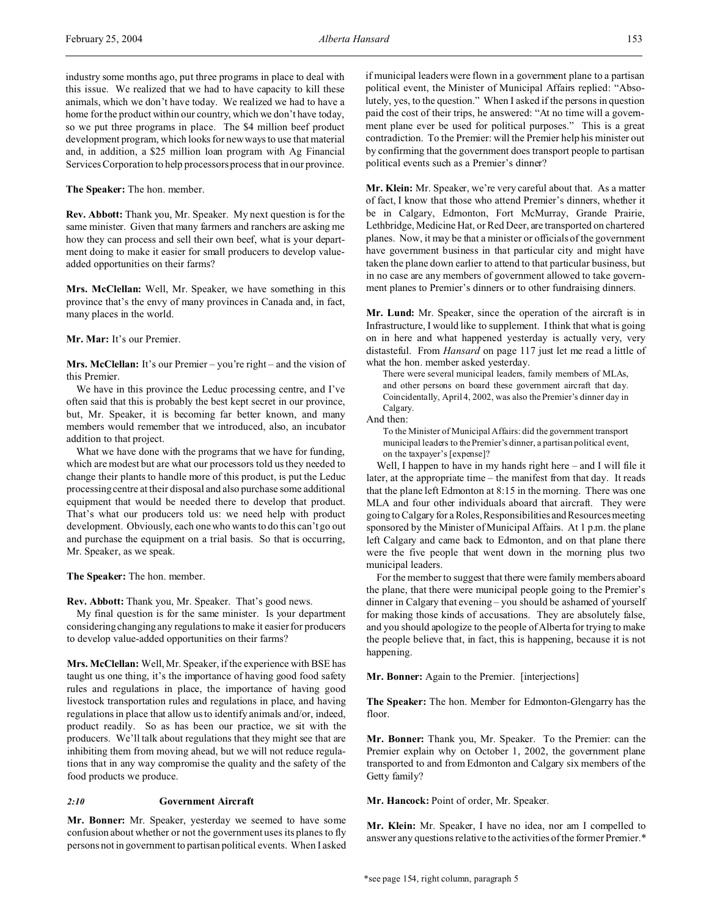industry some months ago, put three programs in place to deal with this issue. We realized that we had to have capacity to kill these animals, which we don't have today. We realized we had to have a home for the product within our country, which we don't have today, so we put three programs in place. The $4 million beef product development program, which looks for new ways to use that material and, in addition, a $25 million loan program with Ag Financial Services Corporation to help processors process that in our province.

**The Speaker:** The hon. member.

**Rev. Abbott:** Thank you, Mr. Speaker. My next question is for the same minister. Given that many farmers and ranchers are asking me how they can process and sell their own beef, what is your department doing to make it easier for small producers to develop value-added opportunities on their farms?

**Mrs. McClellan:** Well, Mr. Speaker, we have something in this province that's the envy of many provinces in Canada and, in fact, many places in the world.

**Mr. Mar:** It's our Premier.

**Mrs. McClellan:** It's our Premier – you're right – and the vision of this Premier.

We have in this province the Leduc processing centre, and I've often said that this is probably the best kept secret in our province, but, Mr. Speaker, it is becoming far better known, and many members would remember that we introduced, also, an incubator addition to that project.

What we have done with the programs that we have for funding, which are modest but are what our processors told us they needed to change their plants to handle more of this product, is put the Leduc processing centre at their disposal and also purchase some additional equipment that would be needed there to develop that product. That's what our producers told us: we need help with product development. Obviously, each one who wants to do this can't go out and purchase the equipment on a trial basis. So that is occurring, Mr. Speaker, as we speak.

**The Speaker:** The hon. member.

**Rev. Abbott:** Thank you, Mr. Speaker. That's good news.

My final question is for the same minister. Is your department considering changing any regulations to make it easier for producers to develop value-added opportunities on their farms?

**Mrs. McClellan:** Well, Mr. Speaker, if the experience with BSE has taught us one thing, it's the importance of having good food safety rules and regulations in place, the importance of having good livestock transportation rules and regulations in place, and having regulations in place that allow us to identify animals and/or, indeed, product readily. So as has been our practice, we sit with the producers. We'll talk about regulations that they might see that are inhibiting them from moving ahead, but we will not reduce regulations that in any way compromise the quality and the safety of the food products we produce.

### *2:10* Government Aircraft

**Mr. Bonner:** Mr. Speaker, yesterday we seemed to have some confusion about whether or not the government uses its planes to fly persons not in government to partisan political events. When I asked if municipal leaders were flown in a government plane to a partisan political event, the Minister of Municipal Affairs replied: "Absolutely, yes, to the question." When I asked if the persons in question paid the cost of their trips, he answered: "At no time will a government plane ever be used for political purposes." This is a great contradiction. To the Premier: will the Premier help his minister out by confirming that the government does transport people to partisan political events such as a Premier's dinner?

**Mr. Klein:** Mr. Speaker, we're very careful about that. As a matter of fact, I know that those who attend Premier's dinners, whether it be in Calgary, Edmonton, Fort McMurray, Grande Prairie, Lethbridge, Medicine Hat, or Red Deer, are transported on chartered planes. Now, it may be that a minister or officials of the government have government business in that particular city and might have taken the plane down earlier to attend to that particular business, but in no case are any members of government allowed to take government planes to Premier's dinners or to other fundraising dinners.

**Mr. Lund:** Mr. Speaker, since the operation of the aircraft is in Infrastructure, I would like to supplement. I think that what is going on in here and what happened yesterday is actually very, very distasteful. From *Hansard* on page 117 just let me read a little of what the hon. member asked yesterday.

> There were several municipal leaders, family members of MLAs, and other persons on board these government aircraft that day. Coincidentally, April 4, 2002, was also the Premier's dinner day in Calgary.

And then:

> To the Minister of Municipal Affairs: did the government transport municipal leaders to the Premier's dinner, a partisan political event, on the taxpayer's [expense]?

Well, I happen to have in my hands right here – and I will file it later, at the appropriate time – the manifest from that day. It reads that the plane left Edmonton at 8:15 in the morning. There was one MLA and four other individuals aboard that aircraft. They were going to Calgary for a Roles, Responsibilities and Resources meeting sponsored by the Minister of Municipal Affairs. At 1 p.m. the plane left Calgary and came back to Edmonton, and on that plane there were the five people that went down in the morning plus two municipal leaders.

For the member to suggest that there were family members aboard the plane, that there were municipal people going to the Premier's dinner in Calgary that evening – you should be ashamed of yourself for making those kinds of accusations. They are absolutely false, and you should apologize to the people of Alberta for trying to make the people believe that, in fact, this is happening, because it is not happening.

**Mr. Bonner:** Again to the Premier. [interjections]

**The Speaker:** The hon. Member for Edmonton-Glengarry has the floor.

**Mr. Bonner:** Thank you, Mr. Speaker. To the Premier: can the Premier explain why on October 1, 2002, the government plane transported to and from Edmonton and Calgary six members of the Getty family?

**Mr. Hancock:** Point of order, Mr. Speaker.

**Mr. Klein:** Mr. Speaker, I have no idea, nor am I compelled to answer any questions relative to the activities of the former Premier.*

*see page 154, right column, paragraph 5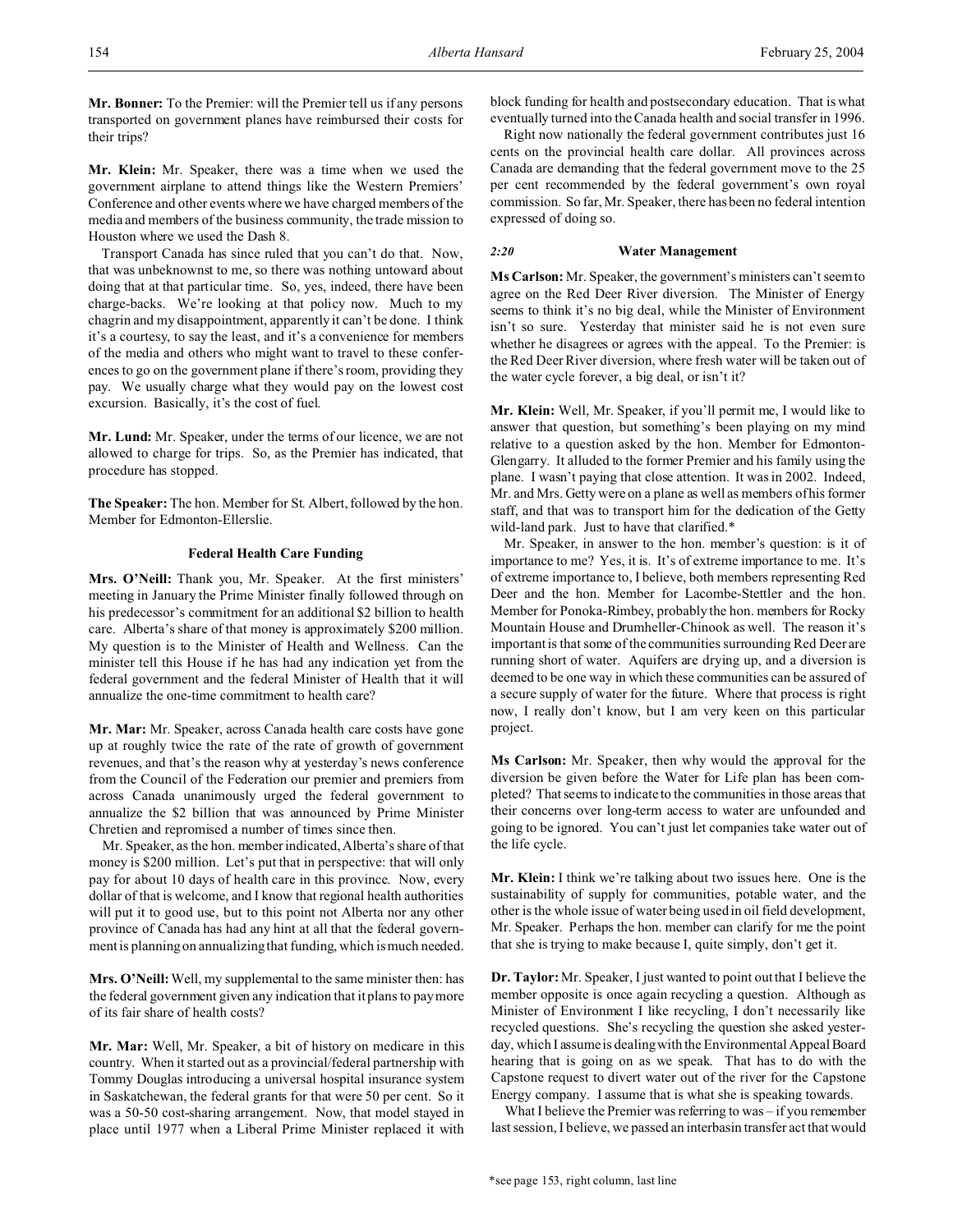**Mr. Bonner:** To the Premier: will the Premier tell us if any persons transported on government planes have reimbursed their costs for their trips?

**Mr. Klein:** Mr. Speaker, there was a time when we used the government airplane to attend things like the Western Premiers' Conference and other events where we have charged members of the media and members of the business community, the trade mission to Houston where we used the Dash 8.

Transport Canada has since ruled that you can't do that. Now, that was unbeknownst to me, so there was nothing untoward about doing that at that particular time. So, yes, indeed, there have been charge-backs. We're looking at that policy now. Much to my chagrin and my disappointment, apparently it can't be done. I think it's a courtesy, to say the least, and it's a convenience for members of the media and others who might want to travel to these conferences to go on the government plane if there's room, providing they pay. We usually charge what they would pay on the lowest cost excursion. Basically, it's the cost of fuel.

**Mr. Lund:** Mr. Speaker, under the terms of our licence, we are not allowed to charge for trips. So, as the Premier has indicated, that procedure has stopped.

**The Speaker:** The hon. Member for St. Albert, followed by the hon. Member for Edmonton-Ellerslie.

## Federal Health Care Funding

**Mrs. O'Neill:** Thank you, Mr. Speaker. At the first ministers' meeting in January the Prime Minister finally followed through on his predecessor's commitment for an additional $2 billion to health care. Alberta's share of that money is approximately $200 million. My question is to the Minister of Health and Wellness. Can the minister tell this House if he has had any indication yet from the federal government and the federal Minister of Health that it will annualize the one-time commitment to health care?

**Mr. Mar:** Mr. Speaker, across Canada health care costs have gone up at roughly twice the rate of the rate of growth of government revenues, and that's the reason why at yesterday's news conference from the Council of the Federation our premier and premiers from across Canada unanimously urged the federal government to annualize the $2 billion that was announced by Prime Minister Chretien and repromised a number of times since then.

Mr. Speaker, as the hon. member indicated, Alberta's share of that money is $200 million. Let's put that in perspective: that will only pay for about 10 days of health care in this province. Now, every dollar of that is welcome, and I know that regional health authorities will put it to good use, but to this point not Alberta nor any other province of Canada has had any hint at all that the federal government is planning on annualizing that funding, which is much needed.

**Mrs. O'Neill:** Well, my supplemental to the same minister then: has the federal government given any indication that it plans to pay more of its fair share of health costs?

**Mr. Mar:** Well, Mr. Speaker, a bit of history on medicare in this country. When it started out as a provincial/federal partnership with Tommy Douglas introducing a universal hospital insurance system in Saskatchewan, the federal grants for that were 50 per cent. So it was a 50-50 cost-sharing arrangement. Now, that model stayed in place until 1977 when a Liberal Prime Minister replaced it with block funding for health and postsecondary education. That is what eventually turned into the Canada health and social transfer in 1996.

Right now nationally the federal government contributes just 16 cents on the provincial health care dollar. All provinces across Canada are demanding that the federal government move to the 25 per cent recommended by the federal government's own royal commission. So far, Mr. Speaker, there has been no federal intention expressed of doing so.

*2:20*

## Water Management

**Ms Carlson:** Mr. Speaker, the government's ministers can't seem to agree on the Red Deer River diversion. The Minister of Energy seems to think it's no big deal, while the Minister of Environment isn't so sure. Yesterday that minister said he is not even sure whether he disagrees or agrees with the appeal. To the Premier: is the Red Deer River diversion, where fresh water will be taken out of the water cycle forever, a big deal, or isn't it?

**Mr. Klein:** Well, Mr. Speaker, if you'll permit me, I would like to answer that question, but something's been playing on my mind relative to a question asked by the hon. Member for Edmonton-Glengarry. It alluded to the former Premier and his family using the plane. I wasn't paying that close attention. It was in 2002. Indeed, Mr. and Mrs. Getty were on a plane as well as members of his former staff, and that was to transport him for the dedication of the Getty wild-land park. Just to have that clarified.*

Mr. Speaker, in answer to the hon. member's question: is it of importance to me? Yes, it is. It's of extreme importance to me. It's of extreme importance to, I believe, both members representing Red Deer and the hon. Member for Lacombe-Stettler and the hon. Member for Ponoka-Rimbey, probably the hon. members for Rocky Mountain House and Drumheller-Chinook as well. The reason it's important is that some of the communities surrounding Red Deer are running short of water. Aquifers are drying up, and a diversion is deemed to be one way in which these communities can be assured of a secure supply of water for the future. Where that process is right now, I really don't know, but I am very keen on this particular project.

**Ms Carlson:** Mr. Speaker, then why would the approval for the diversion be given before the Water for Life plan has been completed? That seems to indicate to the communities in those areas that their concerns over long-term access to water are unfounded and going to be ignored. You can't just let companies take water out of the life cycle.

**Mr. Klein:** I think we're talking about two issues here. One is the sustainability of supply for communities, potable water, and the other is the whole issue of water being used in oil field development, Mr. Speaker. Perhaps the hon. member can clarify for me the point that she is trying to make because I, quite simply, don't get it.

**Dr. Taylor:** Mr. Speaker, I just wanted to point out that I believe the member opposite is once again recycling a question. Although as Minister of Environment I like recycling, I don't necessarily like recycled questions. She's recycling the question she asked yesterday, which I assume is dealing with the Environmental Appeal Board hearing that is going on as we speak. That has to do with the Capstone request to divert water out of the river for the Capstone Energy company. I assume that is what she is speaking towards.

What I believe the Premier was referring to was – if you remember last session, I believe, we passed an interbasin transfer act that would

*see page 153, right column, last line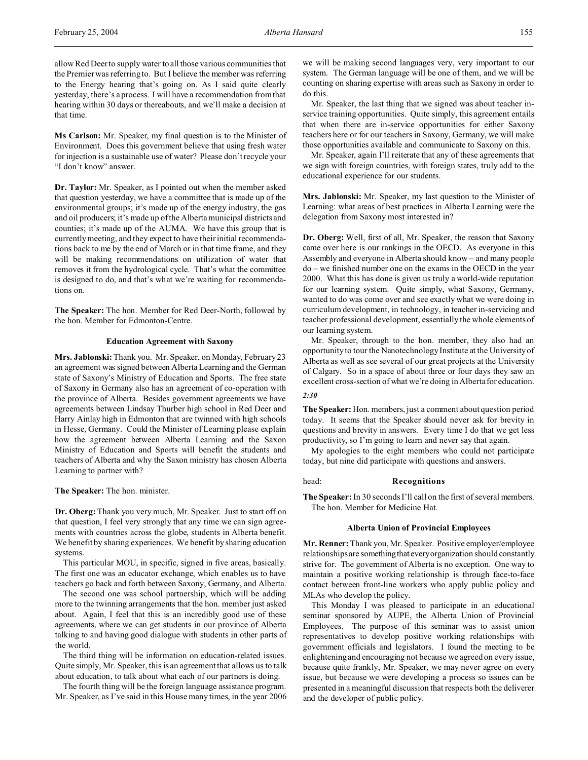allow Red Deer to supply water to all those various communities that the Premier was referring to. But I believe the member was referring to the Energy hearing that's going on. As I said quite clearly yesterday, there's a process. I will have a recommendation from that hearing within 30 days or thereabouts, and we'll make a decision at that time.

**Ms Carlson:** Mr. Speaker, my final question is to the Minister of Environment. Does this government believe that using fresh water for injection is a sustainable use of water? Please don't recycle your "I don't know" answer.

**Dr. Taylor:** Mr. Speaker, as I pointed out when the member asked that question yesterday, we have a committee that is made up of the environmental groups; it's made up of the energy industry, the gas and oil producers; it's made up of the Alberta municipal districts and counties; it's made up of the AUMA. We have this group that is currently meeting, and they expect to have their initial recommendations back to me by the end of March or in that time frame, and they will be making recommendations on utilization of water that removes it from the hydrological cycle. That's what the committee is designed to do, and that's what we're waiting for recommendations on.

**The Speaker:** The hon. Member for Red Deer-North, followed by the hon. Member for Edmonton-Centre.

### Education Agreement with Saxony

**Mrs. Jablonski:** Thank you. Mr. Speaker, on Monday, February 23 an agreement was signed between Alberta Learning and the German state of Saxony's Ministry of Education and Sports. The free state of Saxony in Germany also has an agreement of co-operation with the province of Alberta. Besides government agreements we have agreements between Lindsay Thurber high school in Red Deer and Harry Ainlay high in Edmonton that are twinned with high schools in Hesse, Germany. Could the Minister of Learning please explain how the agreement between Alberta Learning and the Saxon Ministry of Education and Sports will benefit the students and teachers of Alberta and why the Saxon ministry has chosen Alberta Learning to partner with?

**The Speaker:** The hon. minister.

**Dr. Oberg:** Thank you very much, Mr. Speaker. Just to start off on that question, I feel very strongly that any time we can sign agreements with countries across the globe, students in Alberta benefit. We benefit by sharing experiences. We benefit by sharing education systems.

This particular MOU, in specific, signed in five areas, basically. The first one was an educator exchange, which enables us to have teachers go back and forth between Saxony, Germany, and Alberta.

The second one was school partnership, which will be adding more to the twinning arrangements that the hon. member just asked about. Again, I feel that this is an incredibly good use of these agreements, where we can get students in our province of Alberta talking to and having good dialogue with students in other parts of the world.

The third thing will be information on education-related issues. Quite simply, Mr. Speaker, this is an agreement that allows us to talk about education, to talk about what each of our partners is doing.

The fourth thing will be the foreign language assistance program. Mr. Speaker, as I've said in this House many times, in the year 2006 we will be making second languages very, very important to our system. The German language will be one of them, and we will be counting on sharing expertise with areas such as Saxony in order to do this.

Mr. Speaker, the last thing that we signed was about teacher in-service training opportunities. Quite simply, this agreement entails that when there are in-service opportunities for either Saxony teachers here or for our teachers in Saxony, Germany, we will make those opportunities available and communicate to Saxony on this.

Mr. Speaker, again I'll reiterate that any of these agreements that we sign with foreign countries, with foreign states, truly add to the educational experience for our students.

**Mrs. Jablonski:** Mr. Speaker, my last question to the Minister of Learning: what areas of best practices in Alberta Learning were the delegation from Saxony most interested in?

**Dr. Oberg:** Well, first of all, Mr. Speaker, the reason that Saxony came over here is our rankings in the OECD. As everyone in this Assembly and everyone in Alberta should know – and many people do – we finished number one on the exams in the OECD in the year 2000. What this has done is given us truly a world-wide reputation for our learning system. Quite simply, what Saxony, Germany, wanted to do was come over and see exactly what we were doing in curriculum development, in technology, in teacher in-servicing and teacher professional development, essentially the whole elements of our learning system.

Mr. Speaker, through to the hon. member, they also had an opportunity to tour the Nanotechnology Institute at the University of Alberta as well as see several of our great projects at the University of Calgary. So in a space of about three or four days they saw an excellent cross-section of what we're doing in Alberta for education.

*2:30*

**The Speaker:** Hon. members, just a comment about question period today. It seems that the Speaker should never ask for brevity in questions and brevity in answers. Every time I do that we get less productivity, so I'm going to learn and never say that again.

My apologies to the eight members who could not participate today, but nine did participate with questions and answers.

head: **Recognitions**

**The Speaker:** In 30 seconds I'll call on the first of several members. The hon. Member for Medicine Hat.

### Alberta Union of Provincial Employees

**Mr. Renner:** Thank you, Mr. Speaker. Positive employer/employee relationships are something that every organization should constantly strive for. The government of Alberta is no exception. One way to maintain a positive working relationship is through face-to-face contact between front-line workers who apply public policy and MLAs who develop the policy.

This Monday I was pleased to participate in an educational seminar sponsored by AUPE, the Alberta Union of Provincial Employees. The purpose of this seminar was to assist union representatives to develop positive working relationships with government officials and legislators. I found the meeting to be enlightening and encouraging not because we agreed on every issue, because quite frankly, Mr. Speaker, we may never agree on every issue, but because we were developing a process so issues can be presented in a meaningful discussion that respects both the deliverer and the developer of public policy.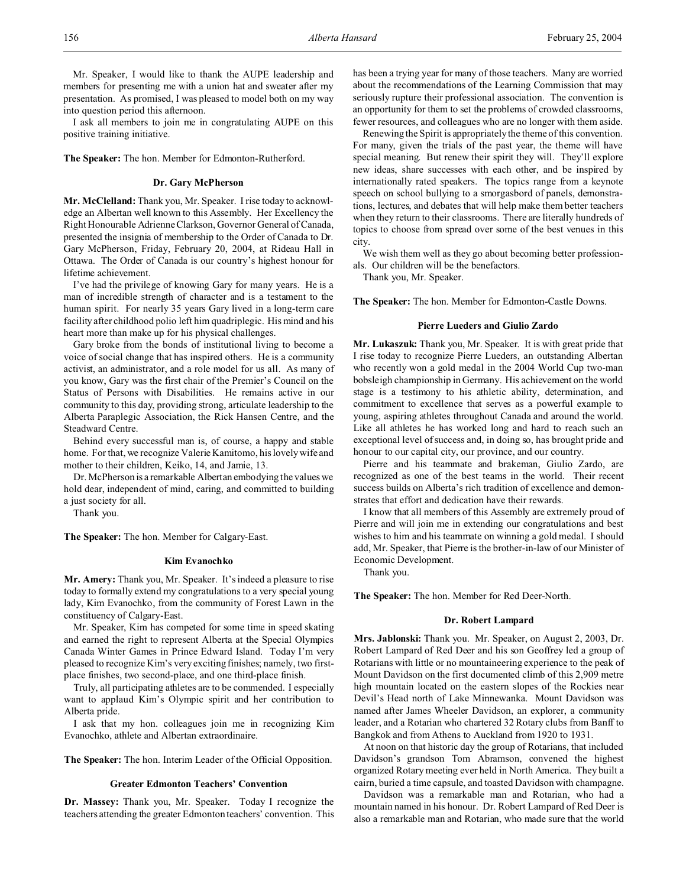Mr. Speaker, I would like to thank the AUPE leadership and members for presenting me with a union hat and sweater after my presentation. As promised, I was pleased to model both on my way into question period this afternoon.

I ask all members to join me in congratulating AUPE on this positive training initiative.

**The Speaker:** The hon. Member for Edmonton-Rutherford.

### Dr. Gary McPherson

**Mr. McClelland:** Thank you, Mr. Speaker. I rise today to acknowledge an Albertan well known to this Assembly. Her Excellency the Right Honourable Adrienne Clarkson, Governor General of Canada, presented the insignia of membership to the Order of Canada to Dr. Gary McPherson, Friday, February 20, 2004, at Rideau Hall in Ottawa. The Order of Canada is our country's highest honour for lifetime achievement.

I've had the privilege of knowing Gary for many years. He is a man of incredible strength of character and is a testament to the human spirit. For nearly 35 years Gary lived in a long-term care facility after childhood polio left him quadriplegic. His mind and his heart more than make up for his physical challenges.

Gary broke from the bonds of institutional living to become a voice of social change that has inspired others. He is a community activist, an administrator, and a role model for us all. As many of you know, Gary was the first chair of the Premier's Council on the Status of Persons with Disabilities. He remains active in our community to this day, providing strong, articulate leadership to the Alberta Paraplegic Association, the Rick Hansen Centre, and the Steadward Centre.

Behind every successful man is, of course, a happy and stable home. For that, we recognize Valerie Kamitomo, his lovely wife and mother to their children, Keiko, 14, and Jamie, 13.

Dr. McPherson is a remarkable Albertan embodying the values we hold dear, independent of mind, caring, and committed to building a just society for all.

Thank you.

**The Speaker:** The hon. Member for Calgary-East.

### Kim Evanochko

**Mr. Amery:** Thank you, Mr. Speaker. It's indeed a pleasure to rise today to formally extend my congratulations to a very special young lady, Kim Evanochko, from the community of Forest Lawn in the constituency of Calgary-East.

Mr. Speaker, Kim has competed for some time in speed skating and earned the right to represent Alberta at the Special Olympics Canada Winter Games in Prince Edward Island. Today I'm very pleased to recognize Kim's very exciting finishes; namely, two first-place finishes, two second-place, and one third-place finish.

Truly, all participating athletes are to be commended. I especially want to applaud Kim's Olympic spirit and her contribution to Alberta pride.

I ask that my hon. colleagues join me in recognizing Kim Evanochko, athlete and Albertan extraordinaire.

**The Speaker:** The hon. Interim Leader of the Official Opposition.

### Greater Edmonton Teachers' Convention

**Dr. Massey:** Thank you, Mr. Speaker. Today I recognize the teachers attending the greater Edmonton teachers' convention. This has been a trying year for many of those teachers. Many are worried about the recommendations of the Learning Commission that may seriously rupture their professional association. The convention is an opportunity for them to set the problems of crowded classrooms, fewer resources, and colleagues who are no longer with them aside.

Renewing the Spirit is appropriately the theme of this convention. For many, given the trials of the past year, the theme will have special meaning. But renew their spirit they will. They'll explore new ideas, share successes with each other, and be inspired by internationally rated speakers. The topics range from a keynote speech on school bullying to a smorgasbord of panels, demonstrations, lectures, and debates that will help make them better teachers when they return to their classrooms. There are literally hundreds of topics to choose from spread over some of the best venues in this city.

We wish them well as they go about becoming better professionals. Our children will be the benefactors.

Thank you, Mr. Speaker.

**The Speaker:** The hon. Member for Edmonton-Castle Downs.

### Pierre Lueders and Giulio Zardo

**Mr. Lukaszuk:** Thank you, Mr. Speaker. It is with great pride that I rise today to recognize Pierre Lueders, an outstanding Albertan who recently won a gold medal in the 2004 World Cup two-man bobsleigh championship in Germany. His achievement on the world stage is a testimony to his athletic ability, determination, and commitment to excellence that serves as a powerful example to young, aspiring athletes throughout Canada and around the world. Like all athletes he has worked long and hard to reach such an exceptional level of success and, in doing so, has brought pride and honour to our capital city, our province, and our country.

Pierre and his teammate and brakeman, Giulio Zardo, are recognized as one of the best teams in the world. Their recent success builds on Alberta's rich tradition of excellence and demonstrates that effort and dedication have their rewards.

I know that all members of this Assembly are extremely proud of Pierre and will join me in extending our congratulations and best wishes to him and his teammate on winning a gold medal. I should add, Mr. Speaker, that Pierre is the brother-in-law of our Minister of Economic Development.

Thank you.

**The Speaker:** The hon. Member for Red Deer-North.

### Dr. Robert Lampard

**Mrs. Jablonski:** Thank you. Mr. Speaker, on August 2, 2003, Dr. Robert Lampard of Red Deer and his son Geoffrey led a group of Rotarians with little or no mountaineering experience to the peak of Mount Davidson on the first documented climb of this 2,909 metre high mountain located on the eastern slopes of the Rockies near Devil's Head north of Lake Minnewanka. Mount Davidson was named after James Wheeler Davidson, an explorer, a community leader, and a Rotarian who chartered 32 Rotary clubs from Banff to Bangkok and from Athens to Auckland from 1920 to 1931.

At noon on that historic day the group of Rotarians, that included Davidson's grandson Tom Abramson, convened the highest organized Rotary meeting ever held in North America. They built a cairn, buried a time capsule, and toasted Davidson with champagne.

Davidson was a remarkable man and Rotarian, who had a mountain named in his honour. Dr. Robert Lampard of Red Deer is also a remarkable man and Rotarian, who made sure that the world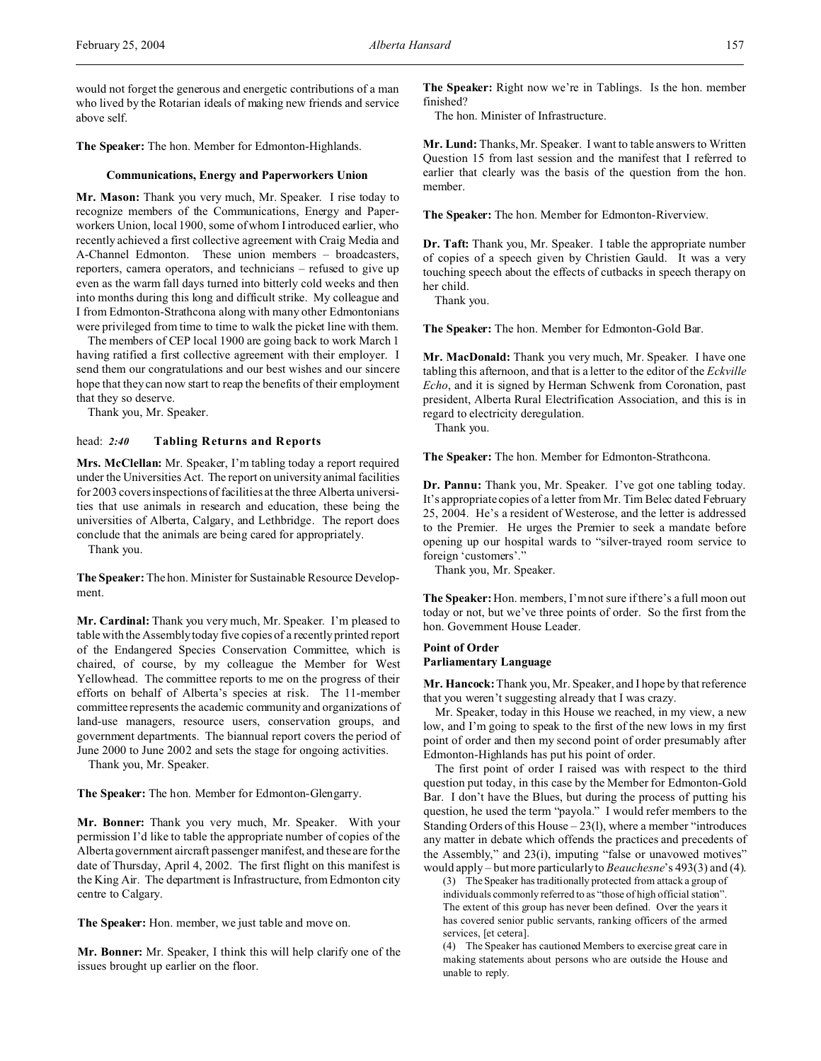would not forget the generous and energetic contributions of a man who lived by the Rotarian ideals of making new friends and service above self.

**The Speaker:** The hon. Member for Edmonton-Highlands.

### Communications, Energy and Paperworkers Union

**Mr. Mason:** Thank you very much, Mr. Speaker. I rise today to recognize members of the Communications, Energy and Paperworkers Union, local 1900, some of whom I introduced earlier, who recently achieved a first collective agreement with Craig Media and A-Channel Edmonton. These union members – broadcasters, reporters, camera operators, and technicians – refused to give up even as the warm fall days turned into bitterly cold weeks and then into months during this long and difficult strike. My colleague and I from Edmonton-Strathcona along with many other Edmontonians were privileged from time to time to walk the picket line with them.

The members of CEP local 1900 are going back to work March 1 having ratified a first collective agreement with their employer. I send them our congratulations and our best wishes and our sincere hope that they can now start to reap the benefits of their employment that they so deserve.

Thank you, Mr. Speaker.

head: *2:40* **Tabling Returns and Reports**

**Mrs. McClellan:** Mr. Speaker, I'm tabling today a report required under the Universities Act. The report on university animal facilities for 2003 covers inspections of facilities at the three Alberta universities that use animals in research and education, these being the universities of Alberta, Calgary, and Lethbridge. The report does conclude that the animals are being cared for appropriately.

Thank you.

**The Speaker:** The hon. Minister for Sustainable Resource Development.

**Mr. Cardinal:** Thank you very much, Mr. Speaker. I'm pleased to table with the Assembly today five copies of a recently printed report of the Endangered Species Conservation Committee, which is chaired, of course, by my colleague the Member for West Yellowhead. The committee reports to me on the progress of their efforts on behalf of Alberta's species at risk. The 11-member committee represents the academic community and organizations of land-use managers, resource users, conservation groups, and government departments. The biannual report covers the period of June 2000 to June 2002 and sets the stage for ongoing activities.

Thank you, Mr. Speaker.

**The Speaker:** The hon. Member for Edmonton-Glengarry.

**Mr. Bonner:** Thank you very much, Mr. Speaker. With your permission I'd like to table the appropriate number of copies of the Alberta government aircraft passenger manifest, and these are for the date of Thursday, April 4, 2002. The first flight on this manifest is the King Air. The department is Infrastructure, from Edmonton city centre to Calgary.

**The Speaker:** Hon. member, we just table and move on.

**Mr. Bonner:** Mr. Speaker, I think this will help clarify one of the issues brought up earlier on the floor.

**The Speaker:** Right now we're in Tablings. Is the hon. member finished?

The hon. Minister of Infrastructure.

**Mr. Lund:** Thanks, Mr. Speaker. I want to table answers to Written Question 15 from last session and the manifest that I referred to earlier that clearly was the basis of the question from the hon. member.

**The Speaker:** The hon. Member for Edmonton-Riverview.

**Dr. Taft:** Thank you, Mr. Speaker. I table the appropriate number of copies of a speech given by Christien Gauld. It was a very touching speech about the effects of cutbacks in speech therapy on her child.

Thank you.

**The Speaker:** The hon. Member for Edmonton-Gold Bar.

**Mr. MacDonald:** Thank you very much, Mr. Speaker. I have one tabling this afternoon, and that is a letter to the editor of the *Eckville Echo*, and it is signed by Herman Schwenk from Coronation, past president, Alberta Rural Electrification Association, and this is in regard to electricity deregulation.

Thank you.

**The Speaker:** The hon. Member for Edmonton-Strathcona.

**Dr. Pannu:** Thank you, Mr. Speaker. I've got one tabling today. It's appropriate copies of a letter from Mr. Tim Belec dated February 25, 2004. He's a resident of Westerose, and the letter is addressed to the Premier. He urges the Premier to seek a mandate before opening up our hospital wards to "silver-trayed room service to foreign 'customers'."

Thank you, Mr. Speaker.

**The Speaker:** Hon. members, I'm not sure if there's a full moon out today or not, but we've three points of order. So the first from the hon. Government House Leader.

**Point of Order**
**Parliamentary Language**

**Mr. Hancock:** Thank you, Mr. Speaker, and I hope by that reference that you weren't suggesting already that I was crazy.

Mr. Speaker, today in this House we reached, in my view, a new low, and I'm going to speak to the first of the new lows in my first point of order and then my second point of order presumably after Edmonton-Highlands has put his point of order.

The first point of order I raised was with respect to the third question put today, in this case by the Member for Edmonton-Gold Bar. I don't have the Blues, but during the process of putting his question, he used the term "payola." I would refer members to the Standing Orders of this House – 23(l), where a member "introduces any matter in debate which offends the practices and precedents of the Assembly," and 23(i), imputing "false or unavowed motives" would apply – but more particularly to *Beauchesne*'s 493(3) and (4).

> (3) The Speaker has traditionally protected from attack a group of individuals commonly referred to as "those of high official station". The extent of this group has never been defined. Over the years it has covered senior public servants, ranking officers of the armed services, [et cetera].
>
> (4) The Speaker has cautioned Members to exercise great care in making statements about persons who are outside the House and unable to reply.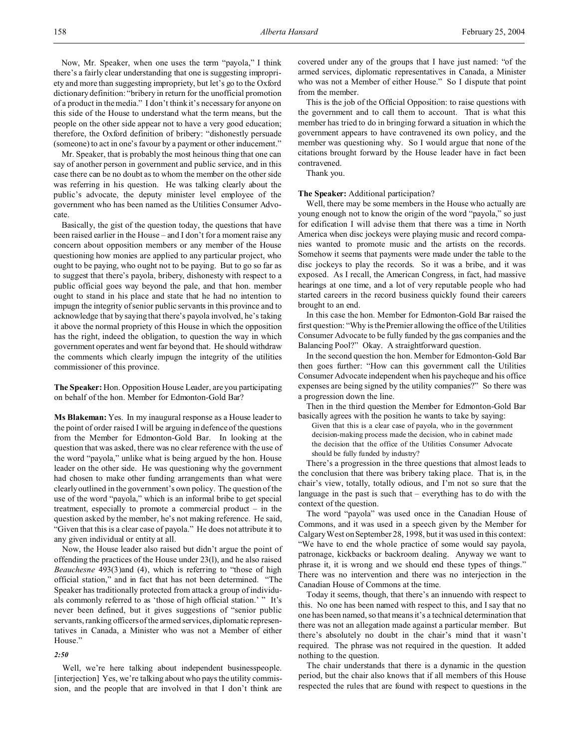Now, Mr. Speaker, when one uses the term "payola," I think there's a fairly clear understanding that one is suggesting impropriety and more than suggesting impropriety, but let's go to the Oxford dictionary definition: "bribery in return for the unofficial promotion of a product in the media." I don't think it's necessary for anyone on this side of the House to understand what the term means, but the people on the other side appear not to have a very good education; therefore, the Oxford definition of bribery: "dishonestly persuade (someone) to act in one's favour by a payment or other inducement."

Mr. Speaker, that is probably the most heinous thing that one can say of another person in government and public service, and in this case there can be no doubt as to whom the member on the other side was referring in his question. He was talking clearly about the public's advocate, the deputy minister level employee of the government who has been named as the Utilities Consumer Advocate.

Basically, the gist of the question today, the questions that have been raised earlier in the House – and I don't for a moment raise any concern about opposition members or any member of the House questioning how monies are applied to any particular project, who ought to be paying, who ought not to be paying. But to go so far as to suggest that there's payola, bribery, dishonesty with respect to a public official goes way beyond the pale, and that hon. member ought to stand in his place and state that he had no intention to impugn the integrity of senior public servants in this province and to acknowledge that by saying that there's payola involved, he's taking it above the normal propriety of this House in which the opposition has the right, indeed the obligation, to question the way in which government operates and went far beyond that. He should withdraw the comments which clearly impugn the integrity of the utilities commissioner of this province.

**The Speaker:** Hon. Opposition House Leader, are you participating on behalf of the hon. Member for Edmonton-Gold Bar?

**Ms Blakeman:** Yes. In my inaugural response as a House leader to the point of order raised I will be arguing in defence of the questions from the Member for Edmonton-Gold Bar. In looking at the question that was asked, there was no clear reference with the use of the word "payola," unlike what is being argued by the hon. House leader on the other side. He was questioning why the government had chosen to make other funding arrangements than what were clearly outlined in the government's own policy. The question of the use of the word "payola," which is an informal bribe to get special treatment, especially to promote a commercial product – in the question asked by the member, he's not making reference. He said, "Given that this is a clear case of payola." He does not attribute it to any given individual or entity at all.

Now, the House leader also raised but didn't argue the point of offending the practices of the House under 23(l), and he also raised *Beauchesne* 493(3)and (4), which is referring to "those of high official station," and in fact that has not been determined. "The Speaker has traditionally protected from attack a group of individuals commonly referred to as 'those of high official station.' " It's never been defined, but it gives suggestions of "senior public servants, ranking officers of the armed services, diplomatic representatives in Canada, a Minister who was not a Member of either House."

***2:50***

Well, we're here talking about independent businesspeople. [interjection] Yes, we're talking about who pays the utility commission, and the people that are involved in that I don't think are covered under any of the groups that I have just named: "of the armed services, diplomatic representatives in Canada, a Minister who was not a Member of either House." So I dispute that point from the member.

This is the job of the Official Opposition: to raise questions with the government and to call them to account. That is what this member has tried to do in bringing forward a situation in which the government appears to have contravened its own policy, and the member was questioning why. So I would argue that none of the citations brought forward by the House leader have in fact been contravened.

Thank you.

**The Speaker:** Additional participation?

Well, there may be some members in the House who actually are young enough not to know the origin of the word "payola," so just for edification I will advise them that there was a time in North America when disc jockeys were playing music and record companies wanted to promote music and the artists on the records. Somehow it seems that payments were made under the table to the disc jockeys to play the records. So it was a bribe, and it was exposed. As I recall, the American Congress, in fact, had massive hearings at one time, and a lot of very reputable people who had started careers in the record business quickly found their careers brought to an end.

In this case the hon. Member for Edmonton-Gold Bar raised the first question: "Why is the Premier allowing the office of the Utilities Consumer Advocate to be fully funded by the gas companies and the Balancing Pool?" Okay. A straightforward question.

In the second question the hon. Member for Edmonton-Gold Bar then goes further: "How can this government call the Utilities Consumer Advocate independent when his paycheque and his office expenses are being signed by the utility companies?" So there was a progression down the line.

Then in the third question the Member for Edmonton-Gold Bar basically agrees with the position he wants to take by saying:

> Given that this is a clear case of payola, who in the government decision-making process made the decision, who in cabinet made the decision that the office of the Utilities Consumer Advocate should be fully funded by industry?

There's a progression in the three questions that almost leads to the conclusion that there was bribery taking place. That is, in the chair's view, totally, totally odious, and I'm not so sure that the language in the past is such that – everything has to do with the context of the question.

The word "payola" was used once in the Canadian House of Commons, and it was used in a speech given by the Member for Calgary West on September 28, 1998, but it was used in this context: "We have to end the whole practice of some would say payola, patronage, kickbacks or backroom dealing. Anyway we want to phrase it, it is wrong and we should end these types of things." There was no intervention and there was no interjection in the Canadian House of Commons at the time.

Today it seems, though, that there's an innuendo with respect to this. No one has been named with respect to this, and I say that no one has been named, so that means it's a technical determination that there was not an allegation made against a particular member. But there's absolutely no doubt in the chair's mind that it wasn't required. The phrase was not required in the question. It added nothing to the question.

The chair understands that there is a dynamic in the question period, but the chair also knows that if all members of this House respected the rules that are found with respect to questions in the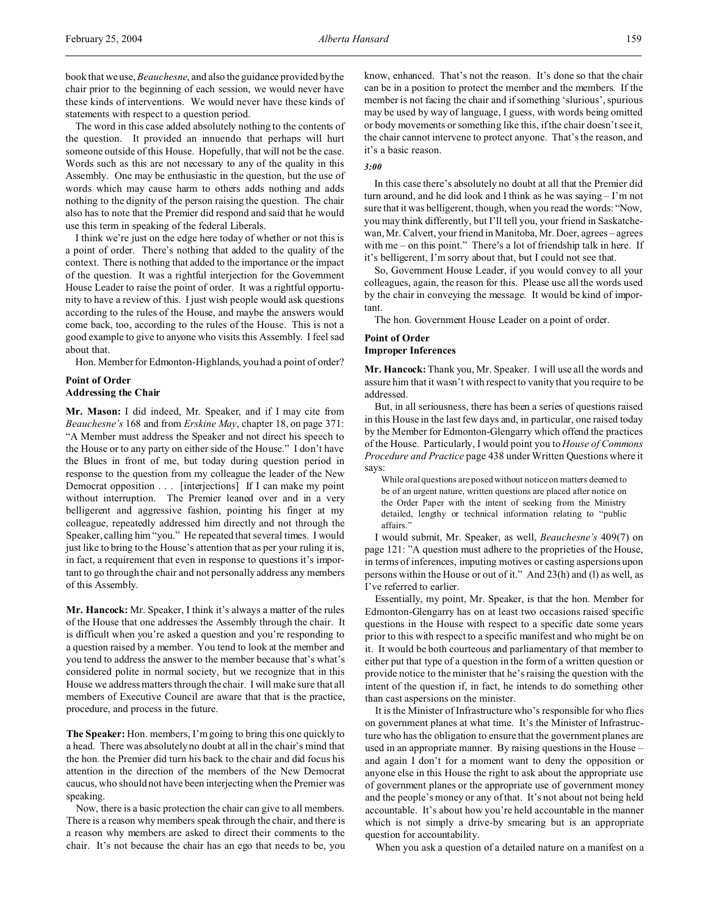book that we use, *Beauchesne*, and also the guidance provided by the chair prior to the beginning of each session, we would never have these kinds of interventions. We would never have these kinds of statements with respect to a question period.

The word in this case added absolutely nothing to the contents of the question. It provided an innuendo that perhaps will hurt someone outside of this House. Hopefully, that will not be the case. Words such as this are not necessary to any of the quality in this Assembly. One may be enthusiastic in the question, but the use of words which may cause harm to others adds nothing and adds nothing to the dignity of the person raising the question. The chair also has to note that the Premier did respond and said that he would use this term in speaking of the federal Liberals.

I think we're just on the edge here today of whether or not this is a point of order. There's nothing that added to the quality of the context. There is nothing that added to the importance or the impact of the question. It was a rightful interjection for the Government House Leader to raise the point of order. It was a rightful opportunity to have a review of this. I just wish people would ask questions according to the rules of the House, and maybe the answers would come back, too, according to the rules of the House. This is not a good example to give to anyone who visits this Assembly. I feel sad about that.

Hon. Member for Edmonton-Highlands, you had a point of order?

**Point of Order**
**Addressing the Chair**

**Mr. Mason:** I did indeed, Mr. Speaker, and if I may cite from *Beauchesne's* 168 and from *Erskine May*, chapter 18, on page 371: "A Member must address the Speaker and not direct his speech to the House or to any party on either side of the House." I don't have the Blues in front of me, but today during question period in response to the question from my colleague the leader of the New Democrat opposition . . . [interjections] If I can make my point without interruption. The Premier leaned over and in a very belligerent and aggressive fashion, pointing his finger at my colleague, repeatedly addressed him directly and not through the Speaker, calling him "you." He repeated that several times. I would just like to bring to the House's attention that as per your ruling it is, in fact, a requirement that even in response to questions it's important to go through the chair and not personally address any members of this Assembly.

**Mr. Hancock:** Mr. Speaker, I think it's always a matter of the rules of the House that one addresses the Assembly through the chair. It is difficult when you're asked a question and you're responding to a question raised by a member. You tend to look at the member and you tend to address the answer to the member because that's what's considered polite in normal society, but we recognize that in this House we address matters through the chair. I will make sure that all members of Executive Council are aware that that is the practice, procedure, and process in the future.

**The Speaker:** Hon. members, I'm going to bring this one quickly to a head. There was absolutely no doubt at all in the chair's mind that the hon. the Premier did turn his back to the chair and did focus his attention in the direction of the members of the New Democrat caucus, who should not have been interjecting when the Premier was speaking.

Now, there is a basic protection the chair can give to all members. There is a reason why members speak through the chair, and there is a reason why members are asked to direct their comments to the chair. It's not because the chair has an ego that needs to be, you know, enhanced. That's not the reason. It's done so that the chair can be in a position to protect the member and the members. If the member is not facing the chair and if something 'slurious', spurious may be used by way of language, I guess, with words being omitted or body movements or something like this, if the chair doesn't see it, the chair cannot intervene to protect anyone. That's the reason, and it's a basic reason.

*3:00*

In this case there's absolutely no doubt at all that the Premier did turn around, and he did look and I think as he was saying – I'm not sure that it was belligerent, though, when you read the words: "Now, you may think differently, but I'll tell you, your friend in Saskatchewan, Mr. Calvert, your friend in Manitoba, Mr. Doer, agrees – agrees with me – on this point." There's a lot of friendship talk in here. If it's belligerent, I'm sorry about that, but I could not see that.

So, Government House Leader, if you would convey to all your colleagues, again, the reason for this. Please use all the words used by the chair in conveying the message. It would be kind of important.

The hon. Government House Leader on a point of order.

**Point of Order**
**Improper Inferences**

**Mr. Hancock:** Thank you, Mr. Speaker. I will use all the words and assure him that it wasn't with respect to vanity that you require to be addressed.

But, in all seriousness, there has been a series of questions raised in this House in the last few days and, in particular, one raised today by the Member for Edmonton-Glengarry which offend the practices of the House. Particularly, I would point you to *House of Commons Procedure and Practice* page 438 under Written Questions where it says:

> While oral questions are posed without notice on matters deemed to be of an urgent nature, written questions are placed after notice on the Order Paper with the intent of seeking from the Ministry detailed, lengthy or technical information relating to "public affairs."

I would submit, Mr. Speaker, as well, *Beauchesne's* 409(7) on page 121: "A question must adhere to the proprieties of the House, in terms of inferences, imputing motives or casting aspersions upon persons within the House or out of it." And 23(h) and (l) as well, as I've referred to earlier.

Essentially, my point, Mr. Speaker, is that the hon. Member for Edmonton-Glengarry has on at least two occasions raised specific questions in the House with respect to a specific date some years prior to this with respect to a specific manifest and who might be on it. It would be both courteous and parliamentary of that member to either put that type of a question in the form of a written question or provide notice to the minister that he's raising the question with the intent of the question if, in fact, he intends to do something other than cast aspersions on the minister.

It is the Minister of Infrastructure who's responsible for who flies on government planes at what time. It's the Minister of Infrastructure who has the obligation to ensure that the government planes are used in an appropriate manner. By raising questions in the House – and again I don't for a moment want to deny the opposition or anyone else in this House the right to ask about the appropriate use of government planes or the appropriate use of government money and the people's money or any of that. It's not about not being held accountable. It's about how you're held accountable in the manner which is not simply a drive-by smearing but is an appropriate question for accountability.

When you ask a question of a detailed nature on a manifest on a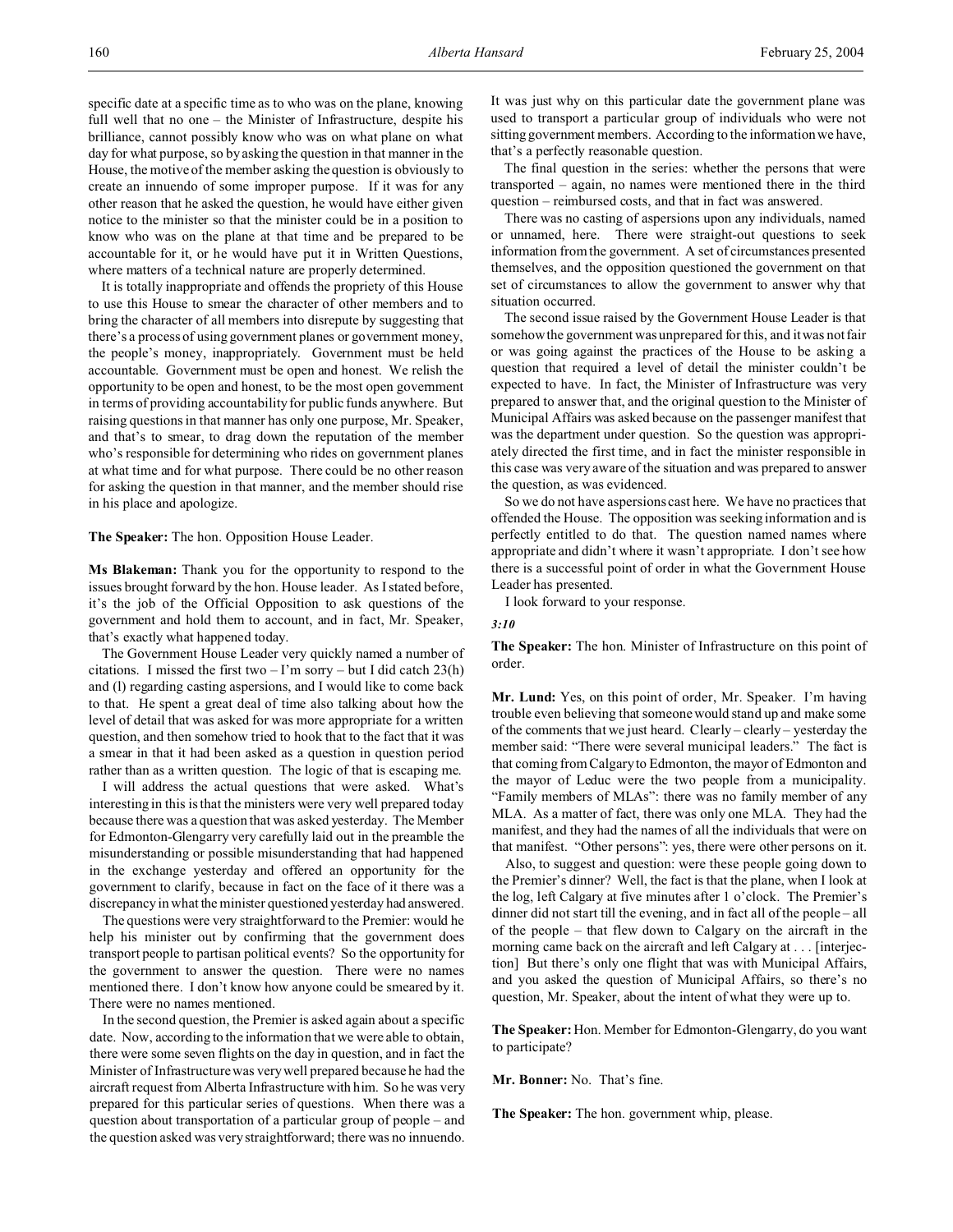specific date at a specific time as to who was on the plane, knowing full well that no one – the Minister of Infrastructure, despite his brilliance, cannot possibly know who was on what plane on what day for what purpose, so by asking the question in that manner in the House, the motive of the member asking the question is obviously to create an innuendo of some improper purpose. If it was for any other reason that he asked the question, he would have either given notice to the minister so that the minister could be in a position to know who was on the plane at that time and be prepared to be accountable for it, or he would have put it in Written Questions, where matters of a technical nature are properly determined.

It is totally inappropriate and offends the propriety of this House to use this House to smear the character of other members and to bring the character of all members into disrepute by suggesting that there's a process of using government planes or government money, the people's money, inappropriately. Government must be held accountable. Government must be open and honest. We relish the opportunity to be open and honest, to be the most open government in terms of providing accountability for public funds anywhere. But raising questions in that manner has only one purpose, Mr. Speaker, and that's to smear, to drag down the reputation of the member who's responsible for determining who rides on government planes at what time and for what purpose. There could be no other reason for asking the question in that manner, and the member should rise in his place and apologize.

**The Speaker:** The hon. Opposition House Leader.

**Ms Blakeman:** Thank you for the opportunity to respond to the issues brought forward by the hon. House leader. As I stated before, it's the job of the Official Opposition to ask questions of the government and hold them to account, and in fact, Mr. Speaker, that's exactly what happened today.

The Government House Leader very quickly named a number of citations. I missed the first two – I'm sorry – but I did catch 23(h) and (l) regarding casting aspersions, and I would like to come back to that. He spent a great deal of time also talking about how the level of detail that was asked for was more appropriate for a written question, and then somehow tried to hook that to the fact that it was a smear in that it had been asked as a question in question period rather than as a written question. The logic of that is escaping me.

I will address the actual questions that were asked. What's interesting in this is that the ministers were very well prepared today because there was a question that was asked yesterday. The Member for Edmonton-Glengarry very carefully laid out in the preamble the misunderstanding or possible misunderstanding that had happened in the exchange yesterday and offered an opportunity for the government to clarify, because in fact on the face of it there was a discrepancy in what the minister questioned yesterday had answered.

The questions were very straightforward to the Premier: would he help his minister out by confirming that the government does transport people to partisan political events? So the opportunity for the government to answer the question. There were no names mentioned there. I don't know how anyone could be smeared by it. There were no names mentioned.

In the second question, the Premier is asked again about a specific date. Now, according to the information that we were able to obtain, there were some seven flights on the day in question, and in fact the Minister of Infrastructure was very well prepared because he had the aircraft request from Alberta Infrastructure with him. So he was very prepared for this particular series of questions. When there was a question about transportation of a particular group of people – and the question asked was very straightforward; there was no innuendo. It was just why on this particular date the government plane was used to transport a particular group of individuals who were not sitting government members. According to the information we have, that's a perfectly reasonable question.

The final question in the series: whether the persons that were transported – again, no names were mentioned there in the third question – reimbursed costs, and that in fact was answered.

There was no casting of aspersions upon any individuals, named or unnamed, here. There were straight-out questions to seek information from the government. A set of circumstances presented themselves, and the opposition questioned the government on that set of circumstances to allow the government to answer why that situation occurred.

The second issue raised by the Government House Leader is that somehow the government was unprepared for this, and it was not fair or was going against the practices of the House to be asking a question that required a level of detail the minister couldn't be expected to have. In fact, the Minister of Infrastructure was very prepared to answer that, and the original question to the Minister of Municipal Affairs was asked because on the passenger manifest that was the department under question. So the question was appropriately directed the first time, and in fact the minister responsible in this case was very aware of the situation and was prepared to answer the question, as was evidenced.

So we do not have aspersions cast here. We have no practices that offended the House. The opposition was seeking information and is perfectly entitled to do that. The question named names where appropriate and didn't where it wasn't appropriate. I don't see how there is a successful point of order in what the Government House Leader has presented.

I look forward to your response.

*3:10*

**The Speaker:** The hon. Minister of Infrastructure on this point of order.

**Mr. Lund:** Yes, on this point of order, Mr. Speaker. I'm having trouble even believing that someone would stand up and make some of the comments that we just heard. Clearly – clearly – yesterday the member said: "There were several municipal leaders." The fact is that coming from Calgary to Edmonton, the mayor of Edmonton and the mayor of Leduc were the two people from a municipality. "Family members of MLAs": there was no family member of any MLA. As a matter of fact, there was only one MLA. They had the manifest, and they had the names of all the individuals that were on that manifest. "Other persons": yes, there were other persons on it.

Also, to suggest and question: were these people going down to the Premier's dinner? Well, the fact is that the plane, when I look at the log, left Calgary at five minutes after 1 o'clock. The Premier's dinner did not start till the evening, and in fact all of the people – all of the people – that flew down to Calgary on the aircraft in the morning came back on the aircraft and left Calgary at . . . [interjection] But there's only one flight that was with Municipal Affairs, and you asked the question of Municipal Affairs, so there's no question, Mr. Speaker, about the intent of what they were up to.

**The Speaker:** Hon. Member for Edmonton-Glengarry, do you want to participate?

**Mr. Bonner:** No. That's fine.

**The Speaker:** The hon. government whip, please.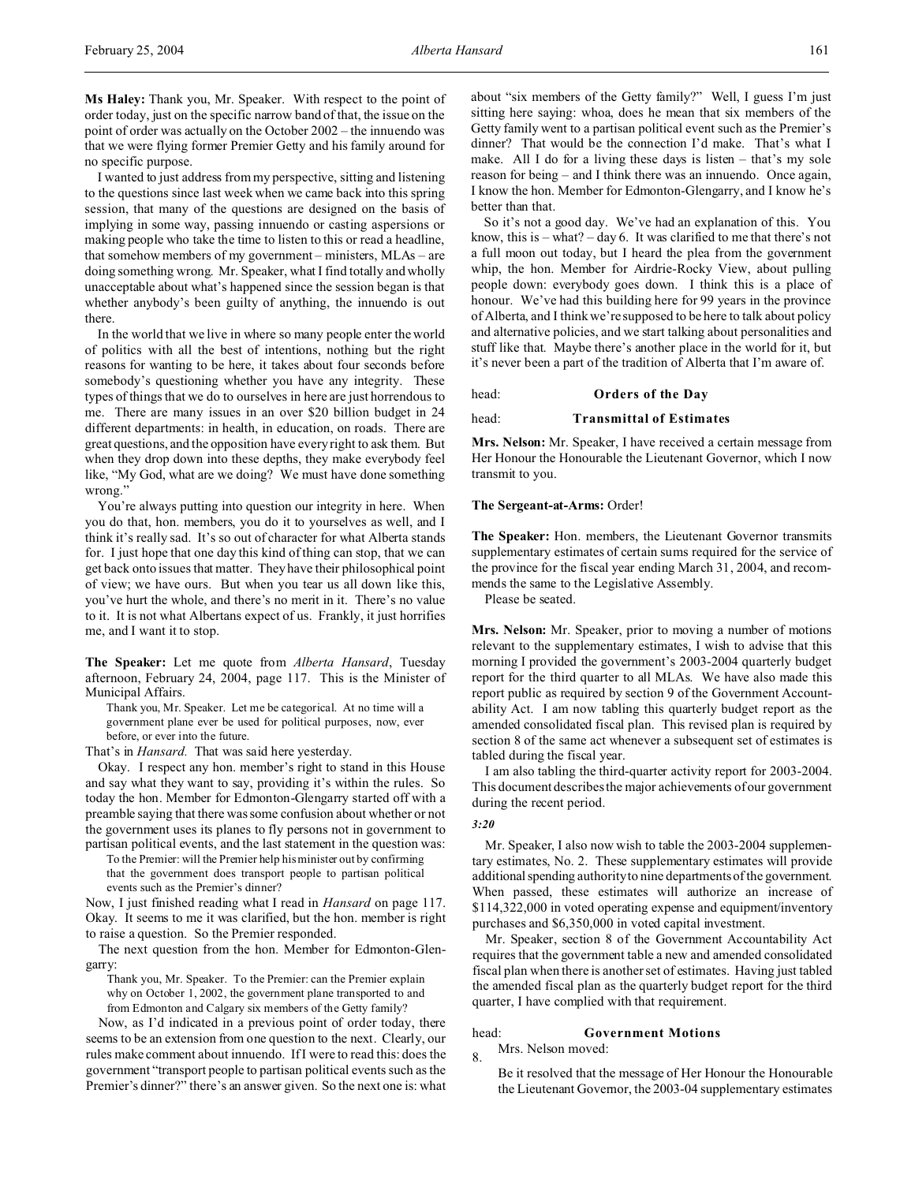**Ms Haley:** Thank you, Mr. Speaker. With respect to the point of order today, just on the specific narrow band of that, the issue on the point of order was actually on the October 2002 – the innuendo was that we were flying former Premier Getty and his family around for no specific purpose.

I wanted to just address from my perspective, sitting and listening to the questions since last week when we came back into this spring session, that many of the questions are designed on the basis of implying in some way, passing innuendo or casting aspersions or making people who take the time to listen to this or read a headline, that somehow members of my government – ministers, MLAs – are doing something wrong. Mr. Speaker, what I find totally and wholly unacceptable about what's happened since the session began is that whether anybody's been guilty of anything, the innuendo is out there.

In the world that we live in where so many people enter the world of politics with all the best of intentions, nothing but the right reasons for wanting to be here, it takes about four seconds before somebody's questioning whether you have any integrity. These types of things that we do to ourselves in here are just horrendous to me. There are many issues in an over $20 billion budget in 24 different departments: in health, in education, on roads. There are great questions, and the opposition have every right to ask them. But when they drop down into these depths, they make everybody feel like, "My God, what are we doing? We must have done something wrong."

You're always putting into question our integrity in here. When you do that, hon. members, you do it to yourselves as well, and I think it's really sad. It's so out of character for what Alberta stands for. I just hope that one day this kind of thing can stop, that we can get back onto issues that matter. They have their philosophical point of view; we have ours. But when you tear us all down like this, you've hurt the whole, and there's no merit in it. There's no value to it. It is not what Albertans expect of us. Frankly, it just horrifies me, and I want it to stop.

**The Speaker:** Let me quote from *Alberta Hansard*, Tuesday afternoon, February 24, 2004, page 117. This is the Minister of Municipal Affairs.

> Thank you, Mr. Speaker. Let me be categorical. At no time will a government plane ever be used for political purposes, now, ever before, or ever into the future.

That's in *Hansard.* That was said here yesterday.

Okay. I respect any hon. member's right to stand in this House and say what they want to say, providing it's within the rules. So today the hon. Member for Edmonton-Glengarry started off with a preamble saying that there was some confusion about whether or not the government uses its planes to fly persons not in government to partisan political events, and the last statement in the question was:

> To the Premier: will the Premier help his minister out by confirming that the government does transport people to partisan political events such as the Premier's dinner?

Now, I just finished reading what I read in *Hansard* on page 117. Okay. It seems to me it was clarified, but the hon. member is right to raise a question. So the Premier responded.

The next question from the hon. Member for Edmonton-Glengarry:

> Thank you, Mr. Speaker. To the Premier: can the Premier explain why on October 1, 2002, the government plane transported to and from Edmonton and Calgary six members of the Getty family?

Now, as I'd indicated in a previous point of order today, there seems to be an extension from one question to the next. Clearly, our rules make comment about innuendo. If I were to read this: does the government "transport people to partisan political events such as the Premier's dinner?" there's an answer given. So the next one is: what about "six members of the Getty family?" Well, I guess I'm just sitting here saying: whoa, does he mean that six members of the Getty family went to a partisan political event such as the Premier's dinner? That would be the connection I'd make. That's what I make. All I do for a living these days is listen – that's my sole reason for being – and I think there was an innuendo. Once again, I know the hon. Member for Edmonton-Glengarry, and I know he's better than that.

So it's not a good day. We've had an explanation of this. You know, this is – what? – day 6. It was clarified to me that there's not a full moon out today, but I heard the plea from the government whip, the hon. Member for Airdrie-Rocky View, about pulling people down: everybody goes down. I think this is a place of honour. We've had this building here for 99 years in the province of Alberta, and I think we're supposed to be here to talk about policy and alternative policies, and we start talking about personalities and stuff like that. Maybe there's another place in the world for it, but it's never been a part of the tradition of Alberta that I'm aware of.

head: **Orders of the Day**

head: **Transmittal of Estimates**

**Mrs. Nelson:** Mr. Speaker, I have received a certain message from Her Honour the Honourable the Lieutenant Governor, which I now transmit to you.

**The Sergeant-at-Arms:** Order!

**The Speaker:** Hon. members, the Lieutenant Governor transmits supplementary estimates of certain sums required for the service of the province for the fiscal year ending March 31, 2004, and recommends the same to the Legislative Assembly.

Please be seated.

**Mrs. Nelson:** Mr. Speaker, prior to moving a number of motions relevant to the supplementary estimates, I wish to advise that this morning I provided the government's 2003-2004 quarterly budget report for the third quarter to all MLAs. We have also made this report public as required by section 9 of the Government Accountability Act. I am now tabling this quarterly budget report as the amended consolidated fiscal plan. This revised plan is required by section 8 of the same act whenever a subsequent set of estimates is tabled during the fiscal year.

I am also tabling the third-quarter activity report for 2003-2004. This document describes the major achievements of our government during the recent period.

*3:20*

Mr. Speaker, I also now wish to table the 2003-2004 supplementary estimates, No. 2. These supplementary estimates will provide additional spending authority to nine departments of the government. When passed, these estimates will authorize an increase of $114,322,000 in voted operating expense and equipment/inventory purchases and $6,350,000 in voted capital investment.

Mr. Speaker, section 8 of the Government Accountability Act requires that the government table a new and amended consolidated fiscal plan when there is another set of estimates. Having just tabled the amended fiscal plan as the quarterly budget report for the third quarter, I have complied with that requirement.

head: **Government Motions**

8. Mrs. Nelson moved:

Be it resolved that the message of Her Honour the Honourable the Lieutenant Governor, the 2003-04 supplementary estimates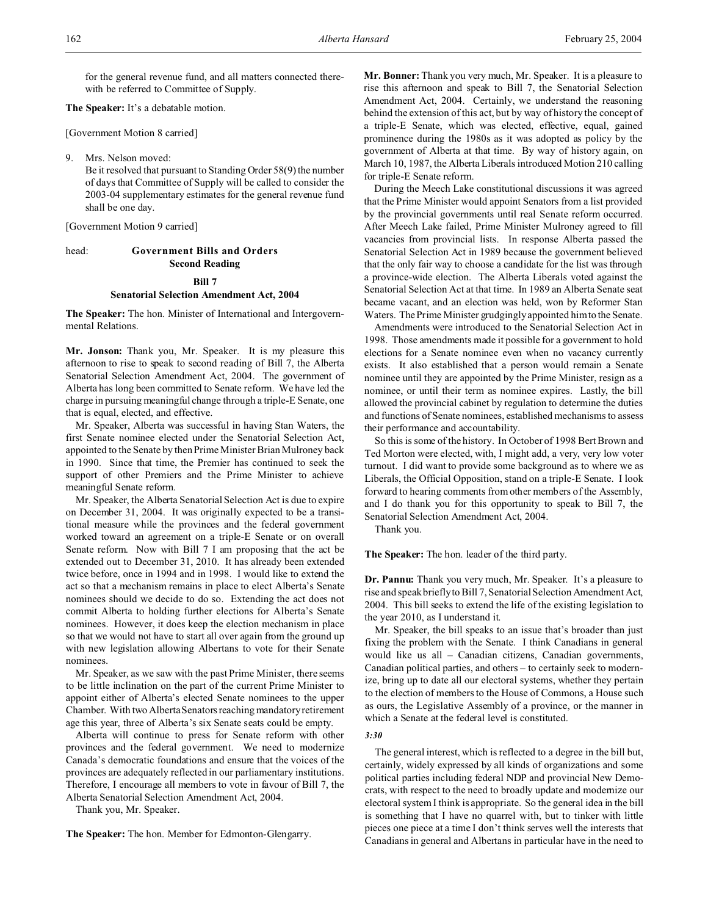for the general revenue fund, and all matters connected therewith be referred to Committee of Supply.

**The Speaker:** It's a debatable motion.

[Government Motion 8 carried]

9. Mrs. Nelson moved:
   Be it resolved that pursuant to Standing Order 58(9) the number of days that Committee of Supply will be called to consider the 2003-04 supplementary estimates for the general revenue fund shall be one day.

[Government Motion 9 carried]

head: **Government Bills and Orders**
**Second Reading**

## Bill 7
## Senatorial Selection Amendment Act, 2004

**The Speaker:** The hon. Minister of International and Intergovernmental Relations.

**Mr. Jonson:** Thank you, Mr. Speaker. It is my pleasure this afternoon to rise to speak to second reading of Bill 7, the Alberta Senatorial Selection Amendment Act, 2004. The government of Alberta has long been committed to Senate reform. We have led the charge in pursuing meaningful change through a triple-E Senate, one that is equal, elected, and effective.

Mr. Speaker, Alberta was successful in having Stan Waters, the first Senate nominee elected under the Senatorial Selection Act, appointed to the Senate by then Prime Minister Brian Mulroney back in 1990. Since that time, the Premier has continued to seek the support of other Premiers and the Prime Minister to achieve meaningful Senate reform.

Mr. Speaker, the Alberta Senatorial Selection Act is due to expire on December 31, 2004. It was originally expected to be a transitional measure while the provinces and the federal government worked toward an agreement on a triple-E Senate or on overall Senate reform. Now with Bill 7 I am proposing that the act be extended out to December 31, 2010. It has already been extended twice before, once in 1994 and in 1998. I would like to extend the act so that a mechanism remains in place to elect Alberta's Senate nominees should we decide to do so. Extending the act does not commit Alberta to holding further elections for Alberta's Senate nominees. However, it does keep the election mechanism in place so that we would not have to start all over again from the ground up with new legislation allowing Albertans to vote for their Senate nominees.

Mr. Speaker, as we saw with the past Prime Minister, there seems to be little inclination on the part of the current Prime Minister to appoint either of Alberta's elected Senate nominees to the upper Chamber. With two Alberta Senators reaching mandatory retirement age this year, three of Alberta's six Senate seats could be empty.

Alberta will continue to press for Senate reform with other provinces and the federal government. We need to modernize Canada's democratic foundations and ensure that the voices of the provinces are adequately reflected in our parliamentary institutions. Therefore, I encourage all members to vote in favour of Bill 7, the Alberta Senatorial Selection Amendment Act, 2004.

Thank you, Mr. Speaker.

**The Speaker:** The hon. Member for Edmonton-Glengarry.

**Mr. Bonner:** Thank you very much, Mr. Speaker. It is a pleasure to rise this afternoon and speak to Bill 7, the Senatorial Selection Amendment Act, 2004. Certainly, we understand the reasoning behind the extension of this act, but by way of history the concept of a triple-E Senate, which was elected, effective, equal, gained prominence during the 1980s as it was adopted as policy by the government of Alberta at that time. By way of history again, on March 10, 1987, the Alberta Liberals introduced Motion 210 calling for triple-E Senate reform.

During the Meech Lake constitutional discussions it was agreed that the Prime Minister would appoint Senators from a list provided by the provincial governments until real Senate reform occurred. After Meech Lake failed, Prime Minister Mulroney agreed to fill vacancies from provincial lists. In response Alberta passed the Senatorial Selection Act in 1989 because the government believed that the only fair way to choose a candidate for the list was through a province-wide election. The Alberta Liberals voted against the Senatorial Selection Act at that time. In 1989 an Alberta Senate seat became vacant, and an election was held, won by Reformer Stan Waters. The Prime Minister grudgingly appointed him to the Senate.

Amendments were introduced to the Senatorial Selection Act in 1998. Those amendments made it possible for a government to hold elections for a Senate nominee even when no vacancy currently exists. It also established that a person would remain a Senate nominee until they are appointed by the Prime Minister, resign as a nominee, or until their term as nominee expires. Lastly, the bill allowed the provincial cabinet by regulation to determine the duties and functions of Senate nominees, established mechanisms to assess their performance and accountability.

So this is some of the history. In October of 1998 Bert Brown and Ted Morton were elected, with, I might add, a very, very low voter turnout. I did want to provide some background as to where we as Liberals, the Official Opposition, stand on a triple-E Senate. I look forward to hearing comments from other members of the Assembly, and I do thank you for this opportunity to speak to Bill 7, the Senatorial Selection Amendment Act, 2004.

Thank you.

**The Speaker:** The hon. leader of the third party.

**Dr. Pannu:** Thank you very much, Mr. Speaker. It's a pleasure to rise and speak briefly to Bill 7, Senatorial Selection Amendment Act, 2004. This bill seeks to extend the life of the existing legislation to the year 2010, as I understand it.

Mr. Speaker, the bill speaks to an issue that's broader than just fixing the problem with the Senate. I think Canadians in general would like us all – Canadian citizens, Canadian governments, Canadian political parties, and others – to certainly seek to modernize, bring up to date all our electoral systems, whether they pertain to the election of members to the House of Commons, a House such as ours, the Legislative Assembly of a province, or the manner in which a Senate at the federal level is constituted.

*3:30*

The general interest, which is reflected to a degree in the bill but, certainly, widely expressed by all kinds of organizations and some political parties including federal NDP and provincial New Democrats, with respect to the need to broadly update and modernize our electoral system I think is appropriate. So the general idea in the bill is something that I have no quarrel with, but to tinker with little pieces one piece at a time I don't think serves well the interests that Canadians in general and Albertans in particular have in the need to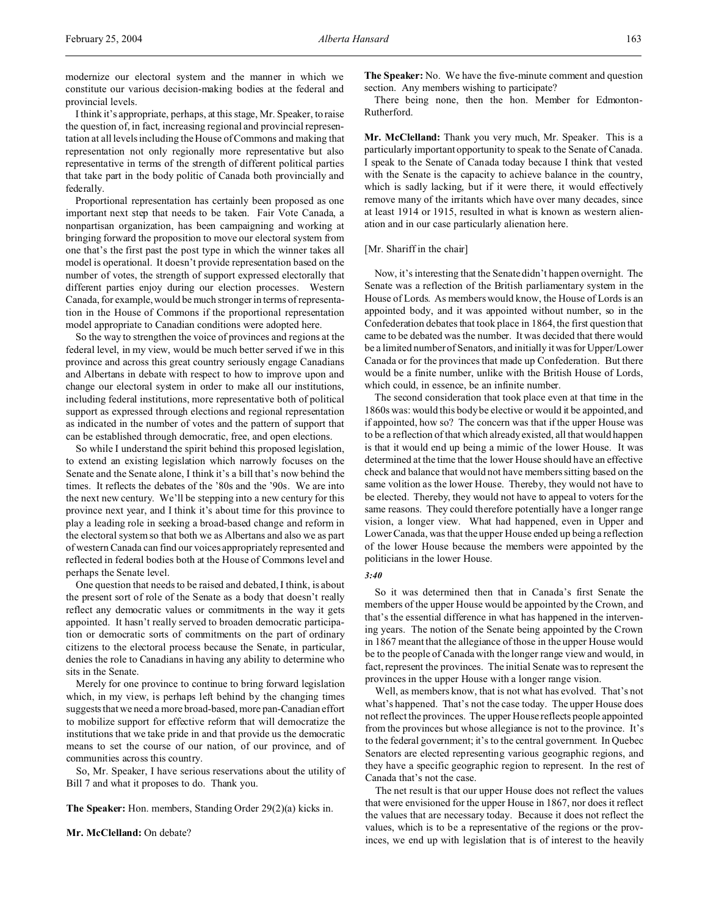modernize our electoral system and the manner in which we constitute our various decision-making bodies at the federal and provincial levels.

I think it's appropriate, perhaps, at this stage, Mr. Speaker, to raise the question of, in fact, increasing regional and provincial representation at all levels including the House of Commons and making that representation not only regionally more representative but also representative in terms of the strength of different political parties that take part in the body politic of Canada both provincially and federally.

Proportional representation has certainly been proposed as one important next step that needs to be taken. Fair Vote Canada, a nonpartisan organization, has been campaigning and working at bringing forward the proposition to move our electoral system from one that's the first past the post type in which the winner takes all model is operational. It doesn't provide representation based on the number of votes, the strength of support expressed electorally that different parties enjoy during our election processes. Western Canada, for example, would be much stronger in terms of representation in the House of Commons if the proportional representation model appropriate to Canadian conditions were adopted here.

So the way to strengthen the voice of provinces and regions at the federal level, in my view, would be much better served if we in this province and across this great country seriously engage Canadians and Albertans in debate with respect to how to improve upon and change our electoral system in order to make all our institutions, including federal institutions, more representative both of political support as expressed through elections and regional representation as indicated in the number of votes and the pattern of support that can be established through democratic, free, and open elections.

So while I understand the spirit behind this proposed legislation, to extend an existing legislation which narrowly focuses on the Senate and the Senate alone, I think it's a bill that's now behind the times. It reflects the debates of the '80s and the '90s. We are into the next new century. We'll be stepping into a new century for this province next year, and I think it's about time for this province to play a leading role in seeking a broad-based change and reform in the electoral system so that both we as Albertans and also we as part of western Canada can find our voices appropriately represented and reflected in federal bodies both at the House of Commons level and perhaps the Senate level.

One question that needs to be raised and debated, I think, is about the present sort of role of the Senate as a body that doesn't really reflect any democratic values or commitments in the way it gets appointed. It hasn't really served to broaden democratic participation or democratic sorts of commitments on the part of ordinary citizens to the electoral process because the Senate, in particular, denies the role to Canadians in having any ability to determine who sits in the Senate.

Merely for one province to continue to bring forward legislation which, in my view, is perhaps left behind by the changing times suggests that we need a more broad-based, more pan-Canadian effort to mobilize support for effective reform that will democratize the institutions that we take pride in and that provide us the democratic means to set the course of our nation, of our province, and of communities across this country.

So, Mr. Speaker, I have serious reservations about the utility of Bill 7 and what it proposes to do. Thank you.

**The Speaker:** Hon. members, Standing Order 29(2)(a) kicks in.

**Mr. McClelland:** On debate?

**The Speaker:** No. We have the five-minute comment and question section. Any members wishing to participate?

There being none, then the hon. Member for Edmonton-Rutherford.

**Mr. McClelland:** Thank you very much, Mr. Speaker. This is a particularly important opportunity to speak to the Senate of Canada. I speak to the Senate of Canada today because I think that vested with the Senate is the capacity to achieve balance in the country, which is sadly lacking, but if it were there, it would effectively remove many of the irritants which have over many decades, since at least 1914 or 1915, resulted in what is known as western alienation and in our case particularly alienation here.

[Mr. Shariff in the chair]

Now, it's interesting that the Senate didn't happen overnight. The Senate was a reflection of the British parliamentary system in the House of Lords. As members would know, the House of Lords is an appointed body, and it was appointed without number, so in the Confederation debates that took place in 1864, the first question that came to be debated was the number. It was decided that there would be a limited number of Senators, and initially it was for Upper/Lower Canada or for the provinces that made up Confederation. But there would be a finite number, unlike with the British House of Lords, which could, in essence, be an infinite number.

The second consideration that took place even at that time in the 1860s was: would this body be elective or would it be appointed, and if appointed, how so? The concern was that if the upper House was to be a reflection of that which already existed, all that would happen is that it would end up being a mimic of the lower House. It was determined at the time that the lower House should have an effective check and balance that would not have members sitting based on the same volition as the lower House. Thereby, they would not have to be elected. Thereby, they would not have to appeal to voters for the same reasons. They could therefore potentially have a longer range vision, a longer view. What had happened, even in Upper and Lower Canada, was that the upper House ended up being a reflection of the lower House because the members were appointed by the politicians in the lower House.

*3:40*

So it was determined then that in Canada's first Senate the members of the upper House would be appointed by the Crown, and that's the essential difference in what has happened in the intervening years. The notion of the Senate being appointed by the Crown in 1867 meant that the allegiance of those in the upper House would be to the people of Canada with the longer range view and would, in fact, represent the provinces. The initial Senate was to represent the provinces in the upper House with a longer range vision.

Well, as members know, that is not what has evolved. That's not what's happened. That's not the case today. The upper House does not reflect the provinces. The upper House reflects people appointed from the provinces but whose allegiance is not to the province. It's to the federal government; it's to the central government. In Quebec Senators are elected representing various geographic regions, and they have a specific geographic region to represent. In the rest of Canada that's not the case.

The net result is that our upper House does not reflect the values that were envisioned for the upper House in 1867, nor does it reflect the values that are necessary today. Because it does not reflect the values, which is to be a representative of the regions or the provinces, we end up with legislation that is of interest to the heavily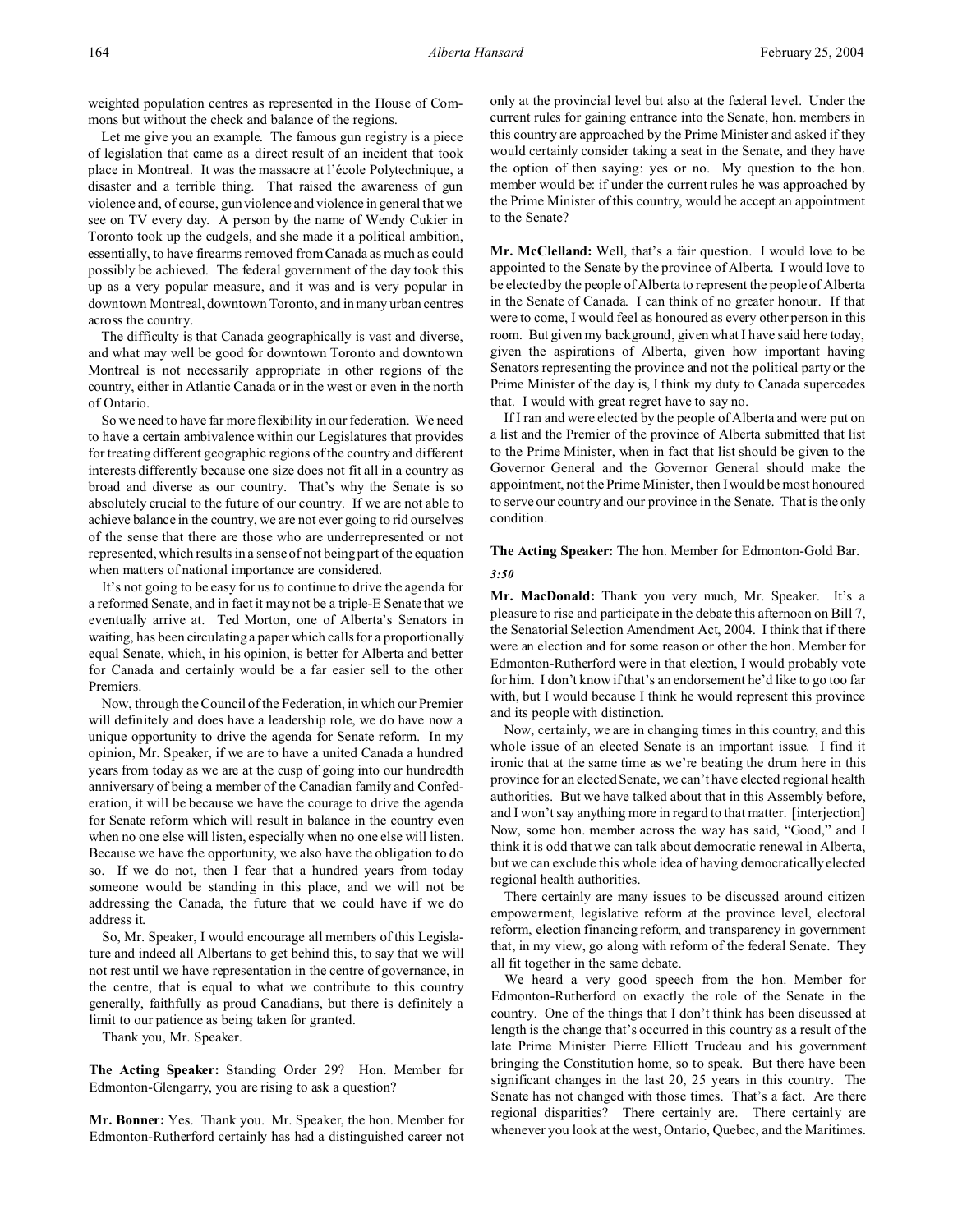weighted population centres as represented in the House of Commons but without the check and balance of the regions.

Let me give you an example. The famous gun registry is a piece of legislation that came as a direct result of an incident that took place in Montreal. It was the massacre at l'école Polytechnique, a disaster and a terrible thing. That raised the awareness of gun violence and, of course, gun violence and violence in general that we see on TV every day. A person by the name of Wendy Cukier in Toronto took up the cudgels, and she made it a political ambition, essentially, to have firearms removed from Canada as much as could possibly be achieved. The federal government of the day took this up as a very popular measure, and it was and is very popular in downtown Montreal, downtown Toronto, and in many urban centres across the country.

The difficulty is that Canada geographically is vast and diverse, and what may well be good for downtown Toronto and downtown Montreal is not necessarily appropriate in other regions of the country, either in Atlantic Canada or in the west or even in the north of Ontario.

So we need to have far more flexibility in our federation. We need to have a certain ambivalence within our Legislatures that provides for treating different geographic regions of the country and different interests differently because one size does not fit all in a country as broad and diverse as our country. That's why the Senate is so absolutely crucial to the future of our country. If we are not able to achieve balance in the country, we are not ever going to rid ourselves of the sense that there are those who are underrepresented or not represented, which results in a sense of not being part of the equation when matters of national importance are considered.

It's not going to be easy for us to continue to drive the agenda for a reformed Senate, and in fact it may not be a triple-E Senate that we eventually arrive at. Ted Morton, one of Alberta's Senators in waiting, has been circulating a paper which calls for a proportionally equal Senate, which, in his opinion, is better for Alberta and better for Canada and certainly would be a far easier sell to the other Premiers.

Now, through the Council of the Federation, in which our Premier will definitely and does have a leadership role, we do have now a unique opportunity to drive the agenda for Senate reform. In my opinion, Mr. Speaker, if we are to have a united Canada a hundred years from today as we are at the cusp of going into our hundredth anniversary of being a member of the Canadian family and Confederation, it will be because we have the courage to drive the agenda for Senate reform which will result in balance in the country even when no one else will listen, especially when no one else will listen. Because we have the opportunity, we also have the obligation to do so. If we do not, then I fear that a hundred years from today someone would be standing in this place, and we will not be addressing the Canada, the future that we could have if we do address it.

So, Mr. Speaker, I would encourage all members of this Legislature and indeed all Albertans to get behind this, to say that we will not rest until we have representation in the centre of governance, in the centre, that is equal to what we contribute to this country generally, faithfully as proud Canadians, but there is definitely a limit to our patience as being taken for granted.

Thank you, Mr. Speaker.

**The Acting Speaker:** Standing Order 29? Hon. Member for Edmonton-Glengarry, you are rising to ask a question?

**Mr. Bonner:** Yes. Thank you. Mr. Speaker, the hon. Member for Edmonton-Rutherford certainly has had a distinguished career not only at the provincial level but also at the federal level. Under the current rules for gaining entrance into the Senate, hon. members in this country are approached by the Prime Minister and asked if they would certainly consider taking a seat in the Senate, and they have the option of then saying: yes or no. My question to the hon. member would be: if under the current rules he was approached by the Prime Minister of this country, would he accept an appointment to the Senate?

**Mr. McClelland:** Well, that's a fair question. I would love to be appointed to the Senate by the province of Alberta. I would love to be elected by the people of Alberta to represent the people of Alberta in the Senate of Canada. I can think of no greater honour. If that were to come, I would feel as honoured as every other person in this room. But given my background, given what I have said here today, given the aspirations of Alberta, given how important having Senators representing the province and not the political party or the Prime Minister of the day is, I think my duty to Canada supercedes that. I would with great regret have to say no.

If I ran and were elected by the people of Alberta and were put on a list and the Premier of the province of Alberta submitted that list to the Prime Minister, when in fact that list should be given to the Governor General and the Governor General should make the appointment, not the Prime Minister, then I would be most honoured to serve our country and our province in the Senate. That is the only condition.

**The Acting Speaker:** The hon. Member for Edmonton-Gold Bar.

*3:50*

**Mr. MacDonald:** Thank you very much, Mr. Speaker. It's a pleasure to rise and participate in the debate this afternoon on Bill 7, the Senatorial Selection Amendment Act, 2004. I think that if there were an election and for some reason or other the hon. Member for Edmonton-Rutherford were in that election, I would probably vote for him. I don't know if that's an endorsement he'd like to go too far with, but I would because I think he would represent this province and its people with distinction.

Now, certainly, we are in changing times in this country, and this whole issue of an elected Senate is an important issue. I find it ironic that at the same time as we're beating the drum here in this province for an elected Senate, we can't have elected regional health authorities. But we have talked about that in this Assembly before, and I won't say anything more in regard to that matter. [interjection] Now, some hon. member across the way has said, "Good," and I think it is odd that we can talk about democratic renewal in Alberta, but we can exclude this whole idea of having democratically elected regional health authorities.

There certainly are many issues to be discussed around citizen empowerment, legislative reform at the province level, electoral reform, election financing reform, and transparency in government that, in my view, go along with reform of the federal Senate. They all fit together in the same debate.

We heard a very good speech from the hon. Member for Edmonton-Rutherford on exactly the role of the Senate in the country. One of the things that I don't think has been discussed at length is the change that's occurred in this country as a result of the late Prime Minister Pierre Elliott Trudeau and his government bringing the Constitution home, so to speak. But there have been significant changes in the last 20, 25 years in this country. The Senate has not changed with those times. That's a fact. Are there regional disparities? There certainly are. There certainly are whenever you look at the west, Ontario, Quebec, and the Maritimes.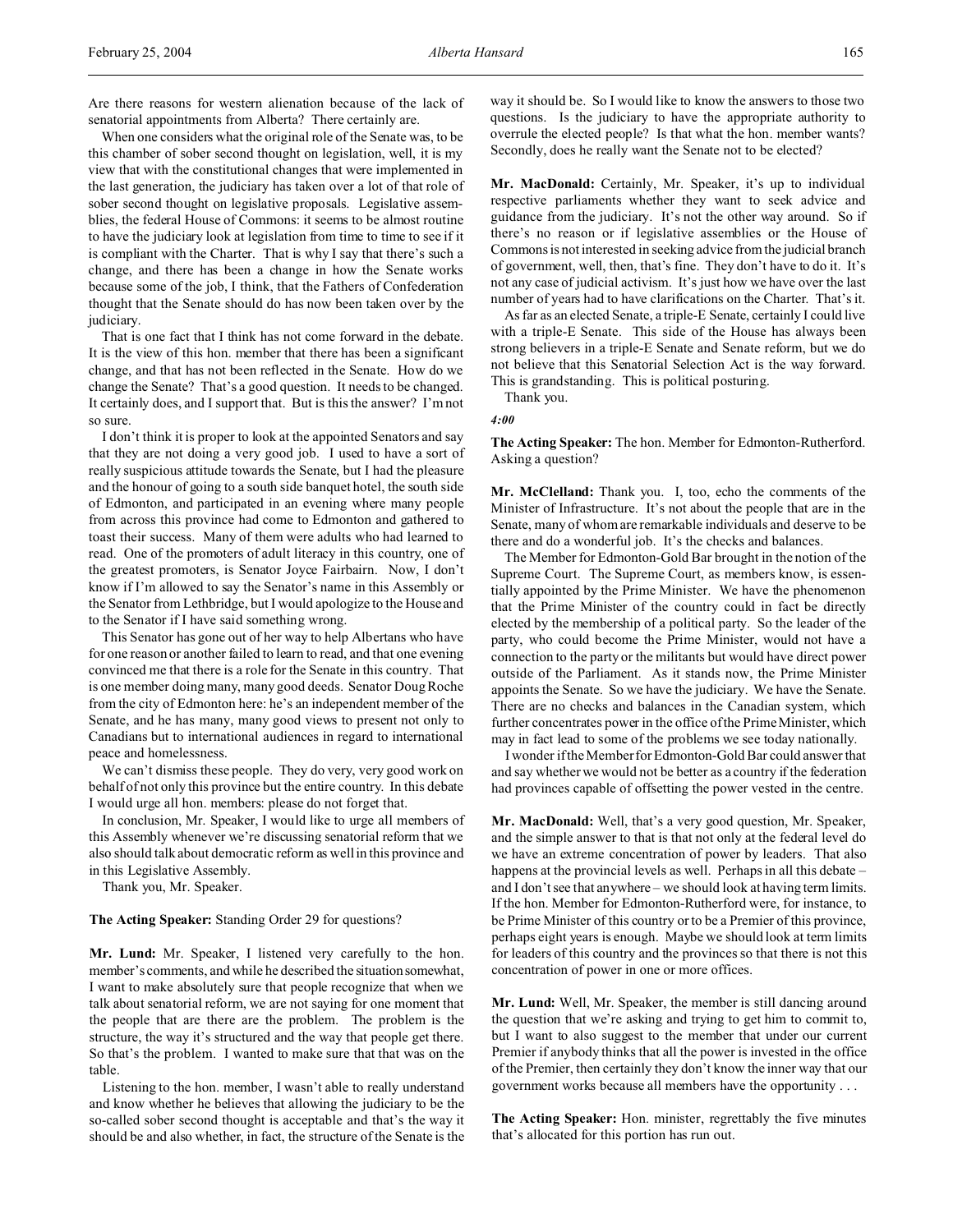Are there reasons for western alienation because of the lack of senatorial appointments from Alberta? There certainly are.

When one considers what the original role of the Senate was, to be this chamber of sober second thought on legislation, well, it is my view that with the constitutional changes that were implemented in the last generation, the judiciary has taken over a lot of that role of sober second thought on legislative proposals. Legislative assemblies, the federal House of Commons: it seems to be almost routine to have the judiciary look at legislation from time to time to see if it is compliant with the Charter. That is why I say that there's such a change, and there has been a change in how the Senate works because some of the job, I think, that the Fathers of Confederation thought that the Senate should do has now been taken over by the judiciary.

That is one fact that I think has not come forward in the debate. It is the view of this hon. member that there has been a significant change, and that has not been reflected in the Senate. How do we change the Senate? That's a good question. It needs to be changed. It certainly does, and I support that. But is this the answer? I'm not so sure.

I don't think it is proper to look at the appointed Senators and say that they are not doing a very good job. I used to have a sort of really suspicious attitude towards the Senate, but I had the pleasure and the honour of going to a south side banquet hotel, the south side of Edmonton, and participated in an evening where many people from across this province had come to Edmonton and gathered to toast their success. Many of them were adults who had learned to read. One of the promoters of adult literacy in this country, one of the greatest promoters, is Senator Joyce Fairbairn. Now, I don't know if I'm allowed to say the Senator's name in this Assembly or the Senator from Lethbridge, but I would apologize to the House and to the Senator if I have said something wrong.

This Senator has gone out of her way to help Albertans who have for one reason or another failed to learn to read, and that one evening convinced me that there is a role for the Senate in this country. That is one member doing many, many good deeds. Senator Doug Roche from the city of Edmonton here: he's an independent member of the Senate, and he has many, many good views to present not only to Canadians but to international audiences in regard to international peace and homelessness.

We can't dismiss these people. They do very, very good work on behalf of not only this province but the entire country. In this debate I would urge all hon. members: please do not forget that.

In conclusion, Mr. Speaker, I would like to urge all members of this Assembly whenever we're discussing senatorial reform that we also should talk about democratic reform as well in this province and in this Legislative Assembly.

Thank you, Mr. Speaker.

**The Acting Speaker:** Standing Order 29 for questions?

**Mr. Lund:** Mr. Speaker, I listened very carefully to the hon. member's comments, and while he described the situation somewhat, I want to make absolutely sure that people recognize that when we talk about senatorial reform, we are not saying for one moment that the people that are there are the problem. The problem is the structure, the way it's structured and the way that people get there. So that's the problem. I wanted to make sure that that was on the table.

Listening to the hon. member, I wasn't able to really understand and know whether he believes that allowing the judiciary to be the so-called sober second thought is acceptable and that's the way it should be and also whether, in fact, the structure of the Senate is the way it should be. So I would like to know the answers to those two questions. Is the judiciary to have the appropriate authority to overrule the elected people? Is that what the hon. member wants? Secondly, does he really want the Senate not to be elected?

**Mr. MacDonald:** Certainly, Mr. Speaker, it's up to individual respective parliaments whether they want to seek advice and guidance from the judiciary. It's not the other way around. So if there's no reason or if legislative assemblies or the House of Commons is not interested in seeking advice from the judicial branch of government, well, then, that's fine. They don't have to do it. It's not any case of judicial activism. It's just how we have over the last number of years had to have clarifications on the Charter. That's it.

As far as an elected Senate, a triple-E Senate, certainly I could live with a triple-E Senate. This side of the House has always been strong believers in a triple-E Senate and Senate reform, but we do not believe that this Senatorial Selection Act is the way forward. This is grandstanding. This is political posturing.

Thank you.

*4:00*

**The Acting Speaker:** The hon. Member for Edmonton-Rutherford. Asking a question?

**Mr. McClelland:** Thank you. I, too, echo the comments of the Minister of Infrastructure. It's not about the people that are in the Senate, many of whom are remarkable individuals and deserve to be there and do a wonderful job. It's the checks and balances.

The Member for Edmonton-Gold Bar brought in the notion of the Supreme Court. The Supreme Court, as members know, is essentially appointed by the Prime Minister. We have the phenomenon that the Prime Minister of the country could in fact be directly elected by the membership of a political party. So the leader of the party, who could become the Prime Minister, would not have a connection to the party or the militants but would have direct power outside of the Parliament. As it stands now, the Prime Minister appoints the Senate. So we have the judiciary. We have the Senate. There are no checks and balances in the Canadian system, which further concentrates power in the office of the Prime Minister, which may in fact lead to some of the problems we see today nationally.

I wonder if the Member for Edmonton-Gold Bar could answer that and say whether we would not be better as a country if the federation had provinces capable of offsetting the power vested in the centre.

**Mr. MacDonald:** Well, that's a very good question, Mr. Speaker, and the simple answer to that is that not only at the federal level do we have an extreme concentration of power by leaders. That also happens at the provincial levels as well. Perhaps in all this debate – and I don't see that anywhere – we should look at having term limits. If the hon. Member for Edmonton-Rutherford were, for instance, to be Prime Minister of this country or to be a Premier of this province, perhaps eight years is enough. Maybe we should look at term limits for leaders of this country and the provinces so that there is not this concentration of power in one or more offices.

**Mr. Lund:** Well, Mr. Speaker, the member is still dancing around the question that we're asking and trying to get him to commit to, but I want to also suggest to the member that under our current Premier if anybody thinks that all the power is invested in the office of the Premier, then certainly they don't know the inner way that our government works because all members have the opportunity . . .

**The Acting Speaker:** Hon. minister, regrettably the five minutes that's allocated for this portion has run out.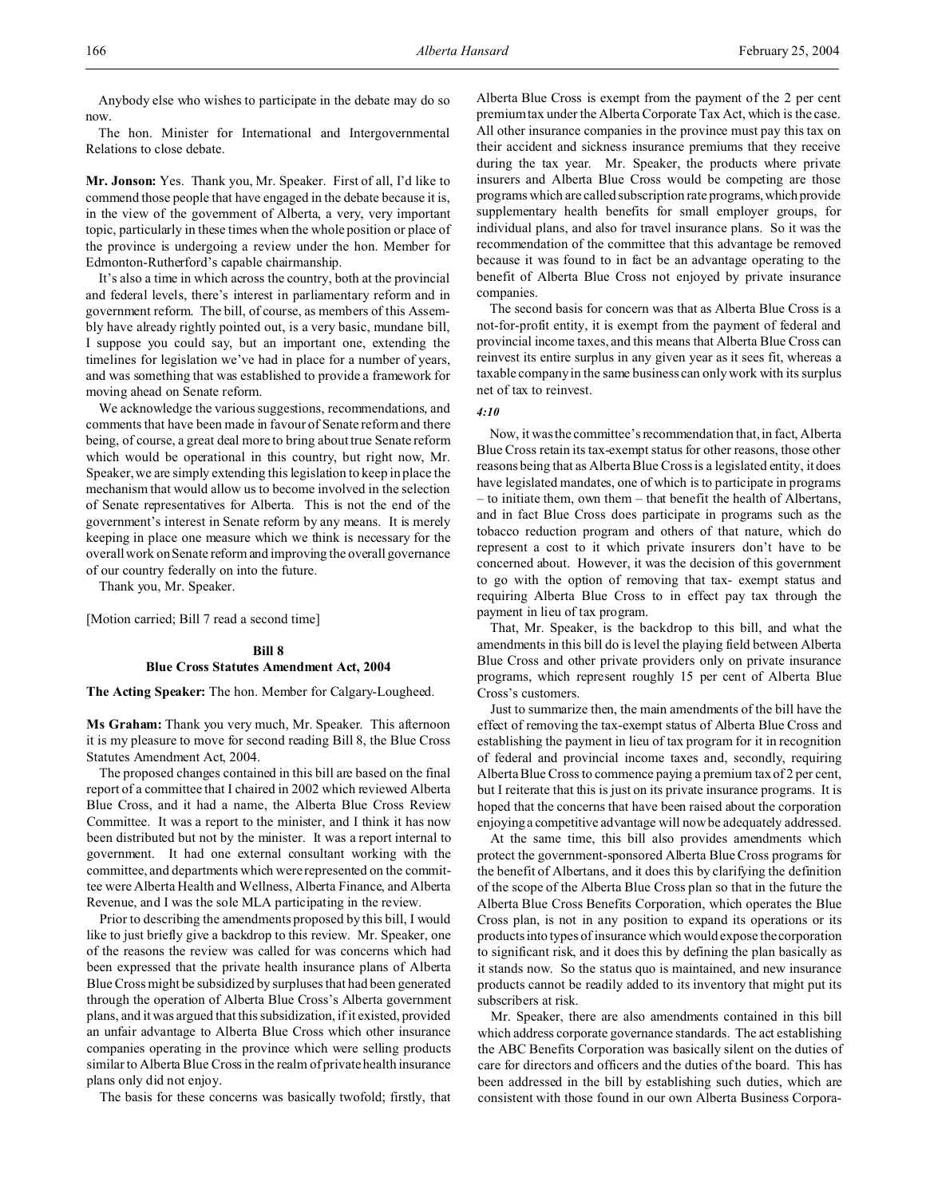Anybody else who wishes to participate in the debate may do so now.

The hon. Minister for International and Intergovernmental Relations to close debate.

**Mr. Jonson:** Yes. Thank you, Mr. Speaker. First of all, I'd like to commend those people that have engaged in the debate because it is, in the view of the government of Alberta, a very, very important topic, particularly in these times when the whole position or place of the province is undergoing a review under the hon. Member for Edmonton-Rutherford's capable chairmanship.

It's also a time in which across the country, both at the provincial and federal levels, there's interest in parliamentary reform and in government reform. The bill, of course, as members of this Assembly have already rightly pointed out, is a very basic, mundane bill, I suppose you could say, but an important one, extending the timelines for legislation we've had in place for a number of years, and was something that was established to provide a framework for moving ahead on Senate reform.

We acknowledge the various suggestions, recommendations, and comments that have been made in favour of Senate reform and there being, of course, a great deal more to bring about true Senate reform which would be operational in this country, but right now, Mr. Speaker, we are simply extending this legislation to keep in place the mechanism that would allow us to become involved in the selection of Senate representatives for Alberta. This is not the end of the government's interest in Senate reform by any means. It is merely keeping in place one measure which we think is necessary for the overall work on Senate reform and improving the overall governance of our country federally on into the future.

Thank you, Mr. Speaker.

[Motion carried; Bill 7 read a second time]

## Bill 8
## Blue Cross Statutes Amendment Act, 2004

**The Acting Speaker:** The hon. Member for Calgary-Lougheed.

**Ms Graham:** Thank you very much, Mr. Speaker. This afternoon it is my pleasure to move for second reading Bill 8, the Blue Cross Statutes Amendment Act, 2004.

The proposed changes contained in this bill are based on the final report of a committee that I chaired in 2002 which reviewed Alberta Blue Cross, and it had a name, the Alberta Blue Cross Review Committee. It was a report to the minister, and I think it has now been distributed but not by the minister. It was a report internal to government. It had one external consultant working with the committee, and departments which were represented on the committee were Alberta Health and Wellness, Alberta Finance, and Alberta Revenue, and I was the sole MLA participating in the review.

Prior to describing the amendments proposed by this bill, I would like to just briefly give a backdrop to this review. Mr. Speaker, one of the reasons the review was called for was concerns which had been expressed that the private health insurance plans of Alberta Blue Cross might be subsidized by surpluses that had been generated through the operation of Alberta Blue Cross's Alberta government plans, and it was argued that this subsidization, if it existed, provided an unfair advantage to Alberta Blue Cross which other insurance companies operating in the province which were selling products similar to Alberta Blue Cross in the realm of private health insurance plans only did not enjoy.

The basis for these concerns was basically twofold; firstly, that Alberta Blue Cross is exempt from the payment of the 2 per cent premium tax under the Alberta Corporate Tax Act, which is the case. All other insurance companies in the province must pay this tax on their accident and sickness insurance premiums that they receive during the tax year. Mr. Speaker, the products where private insurers and Alberta Blue Cross would be competing are those programs which are called subscription rate programs, which provide supplementary health benefits for small employer groups, for individual plans, and also for travel insurance plans. So it was the recommendation of the committee that this advantage be removed because it was found to in fact be an advantage operating to the benefit of Alberta Blue Cross not enjoyed by private insurance companies.

The second basis for concern was that as Alberta Blue Cross is a not-for-profit entity, it is exempt from the payment of federal and provincial income taxes, and this means that Alberta Blue Cross can reinvest its entire surplus in any given year as it sees fit, whereas a taxable company in the same business can only work with its surplus net of tax to reinvest.

*4:10*

Now, it was the committee's recommendation that, in fact, Alberta Blue Cross retain its tax-exempt status for other reasons, those other reasons being that as Alberta Blue Cross is a legislated entity, it does have legislated mandates, one of which is to participate in programs – to initiate them, own them – that benefit the health of Albertans, and in fact Blue Cross does participate in programs such as the tobacco reduction program and others of that nature, which do represent a cost to it which private insurers don't have to be concerned about. However, it was the decision of this government to go with the option of removing that tax- exempt status and requiring Alberta Blue Cross to in effect pay tax through the payment in lieu of tax program.

That, Mr. Speaker, is the backdrop to this bill, and what the amendments in this bill do is level the playing field between Alberta Blue Cross and other private providers only on private insurance programs, which represent roughly 15 per cent of Alberta Blue Cross's customers.

Just to summarize then, the main amendments of the bill have the effect of removing the tax-exempt status of Alberta Blue Cross and establishing the payment in lieu of tax program for it in recognition of federal and provincial income taxes and, secondly, requiring Alberta Blue Cross to commence paying a premium tax of 2 per cent, but I reiterate that this is just on its private insurance programs. It is hoped that the concerns that have been raised about the corporation enjoying a competitive advantage will now be adequately addressed.

At the same time, this bill also provides amendments which protect the government-sponsored Alberta Blue Cross programs for the benefit of Albertans, and it does this by clarifying the definition of the scope of the Alberta Blue Cross plan so that in the future the Alberta Blue Cross Benefits Corporation, which operates the Blue Cross plan, is not in any position to expand its operations or its products into types of insurance which would expose the corporation to significant risk, and it does this by defining the plan basically as it stands now. So the status quo is maintained, and new insurance products cannot be readily added to its inventory that might put its subscribers at risk.

Mr. Speaker, there are also amendments contained in this bill which address corporate governance standards. The act establishing the ABC Benefits Corporation was basically silent on the duties of care for directors and officers and the duties of the board. This has been addressed in the bill by establishing such duties, which are consistent with those found in our own Alberta Business Corpora-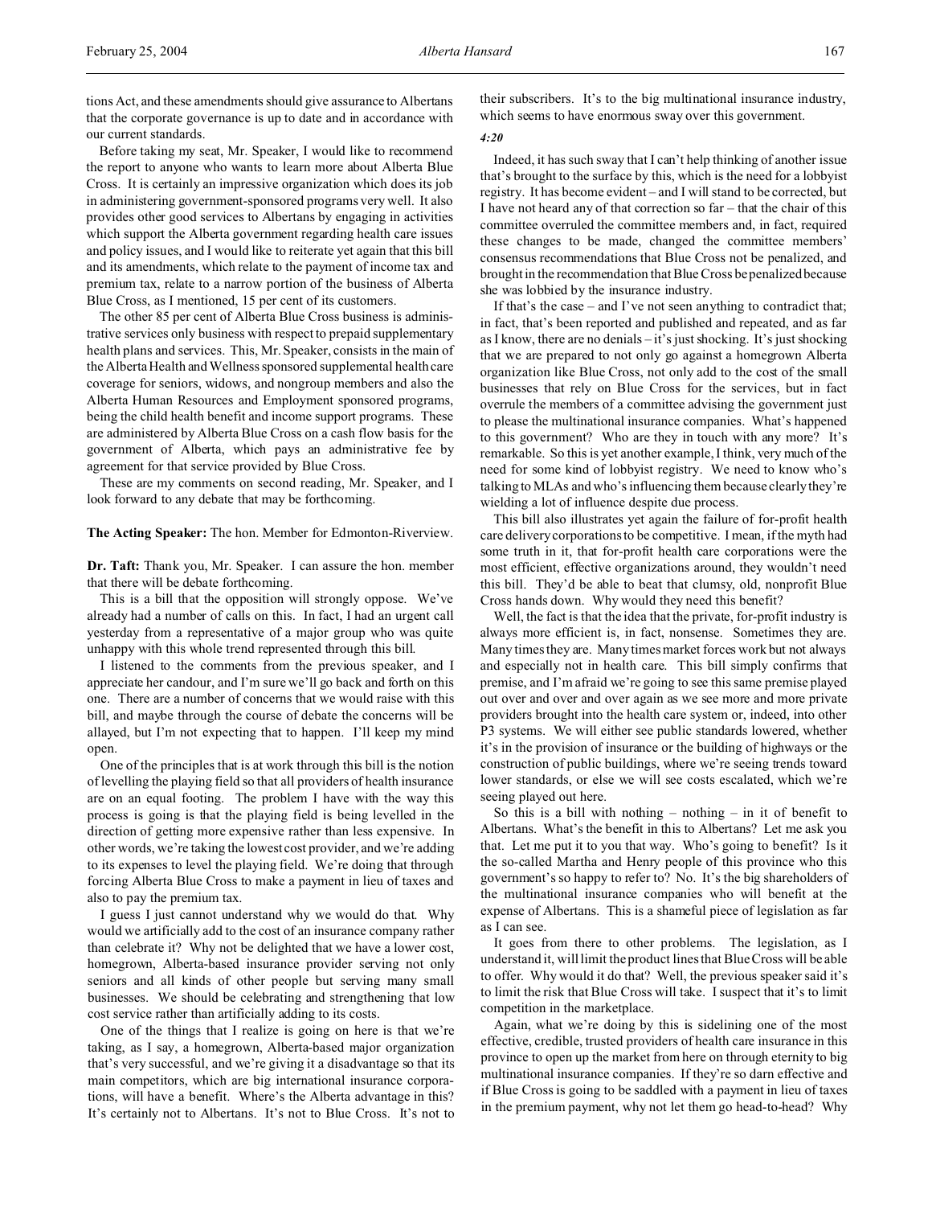tions Act, and these amendments should give assurance to Albertans that the corporate governance is up to date and in accordance with our current standards.

Before taking my seat, Mr. Speaker, I would like to recommend the report to anyone who wants to learn more about Alberta Blue Cross. It is certainly an impressive organization which does its job in administering government-sponsored programs very well. It also provides other good services to Albertans by engaging in activities which support the Alberta government regarding health care issues and policy issues, and I would like to reiterate yet again that this bill and its amendments, which relate to the payment of income tax and premium tax, relate to a narrow portion of the business of Alberta Blue Cross, as I mentioned, 15 per cent of its customers.

The other 85 per cent of Alberta Blue Cross business is administrative services only business with respect to prepaid supplementary health plans and services. This, Mr. Speaker, consists in the main of the Alberta Health and Wellness sponsored supplemental health care coverage for seniors, widows, and nongroup members and also the Alberta Human Resources and Employment sponsored programs, being the child health benefit and income support programs. These are administered by Alberta Blue Cross on a cash flow basis for the government of Alberta, which pays an administrative fee by agreement for that service provided by Blue Cross.

These are my comments on second reading, Mr. Speaker, and I look forward to any debate that may be forthcoming.

**The Acting Speaker:** The hon. Member for Edmonton-Riverview.

**Dr. Taft:** Thank you, Mr. Speaker. I can assure the hon. member that there will be debate forthcoming.

This is a bill that the opposition will strongly oppose. We've already had a number of calls on this. In fact, I had an urgent call yesterday from a representative of a major group who was quite unhappy with this whole trend represented through this bill.

I listened to the comments from the previous speaker, and I appreciate her candour, and I'm sure we'll go back and forth on this one. There are a number of concerns that we would raise with this bill, and maybe through the course of debate the concerns will be allayed, but I'm not expecting that to happen. I'll keep my mind open.

One of the principles that is at work through this bill is the notion of levelling the playing field so that all providers of health insurance are on an equal footing. The problem I have with the way this process is going is that the playing field is being levelled in the direction of getting more expensive rather than less expensive. In other words, we're taking the lowest cost provider, and we're adding to its expenses to level the playing field. We're doing that through forcing Alberta Blue Cross to make a payment in lieu of taxes and also to pay the premium tax.

I guess I just cannot understand why we would do that. Why would we artificially add to the cost of an insurance company rather than celebrate it? Why not be delighted that we have a lower cost, homegrown, Alberta-based insurance provider serving not only seniors and all kinds of other people but serving many small businesses. We should be celebrating and strengthening that low cost service rather than artificially adding to its costs.

One of the things that I realize is going on here is that we're taking, as I say, a homegrown, Alberta-based major organization that's very successful, and we're giving it a disadvantage so that its main competitors, which are big international insurance corporations, will have a benefit. Where's the Alberta advantage in this? It's certainly not to Albertans. It's not to Blue Cross. It's not to their subscribers. It's to the big multinational insurance industry, which seems to have enormous sway over this government.

*4:20*

Indeed, it has such sway that I can't help thinking of another issue that's brought to the surface by this, which is the need for a lobbyist registry. It has become evident – and I will stand to be corrected, but I have not heard any of that correction so far – that the chair of this committee overruled the committee members and, in fact, required these changes to be made, changed the committee members' consensus recommendations that Blue Cross not be penalized, and brought in the recommendation that Blue Cross be penalized because she was lobbied by the insurance industry.

If that's the case – and I've not seen anything to contradict that; in fact, that's been reported and published and repeated, and as far as I know, there are no denials – it's just shocking. It's just shocking that we are prepared to not only go against a homegrown Alberta organization like Blue Cross, not only add to the cost of the small businesses that rely on Blue Cross for the services, but in fact overrule the members of a committee advising the government just to please the multinational insurance companies. What's happened to this government? Who are they in touch with any more? It's remarkable. So this is yet another example, I think, very much of the need for some kind of lobbyist registry. We need to know who's talking to MLAs and who's influencing them because clearly they're wielding a lot of influence despite due process.

This bill also illustrates yet again the failure of for-profit health care delivery corporations to be competitive. I mean, if the myth had some truth in it, that for-profit health care corporations were the most efficient, effective organizations around, they wouldn't need this bill. They'd be able to beat that clumsy, old, nonprofit Blue Cross hands down. Why would they need this benefit?

Well, the fact is that the idea that the private, for-profit industry is always more efficient is, in fact, nonsense. Sometimes they are. Many times they are. Many times market forces work but not always and especially not in health care. This bill simply confirms that premise, and I'm afraid we're going to see this same premise played out over and over and over again as we see more and more private providers brought into the health care system or, indeed, into other P3 systems. We will either see public standards lowered, whether it's in the provision of insurance or the building of highways or the construction of public buildings, where we're seeing trends toward lower standards, or else we will see costs escalated, which we're seeing played out here.

So this is a bill with nothing – nothing – in it of benefit to Albertans. What's the benefit in this to Albertans? Let me ask you that. Let me put it to you that way. Who's going to benefit? Is it the so-called Martha and Henry people of this province who this government's so happy to refer to? No. It's the big shareholders of the multinational insurance companies who will benefit at the expense of Albertans. This is a shameful piece of legislation as far as I can see.

It goes from there to other problems. The legislation, as I understand it, will limit the product lines that Blue Cross will be able to offer. Why would it do that? Well, the previous speaker said it's to limit the risk that Blue Cross will take. I suspect that it's to limit competition in the marketplace.

Again, what we're doing by this is sidelining one of the most effective, credible, trusted providers of health care insurance in this province to open up the market from here on through eternity to big multinational insurance companies. If they're so darn effective and if Blue Cross is going to be saddled with a payment in lieu of taxes in the premium payment, why not let them go head-to-head? Why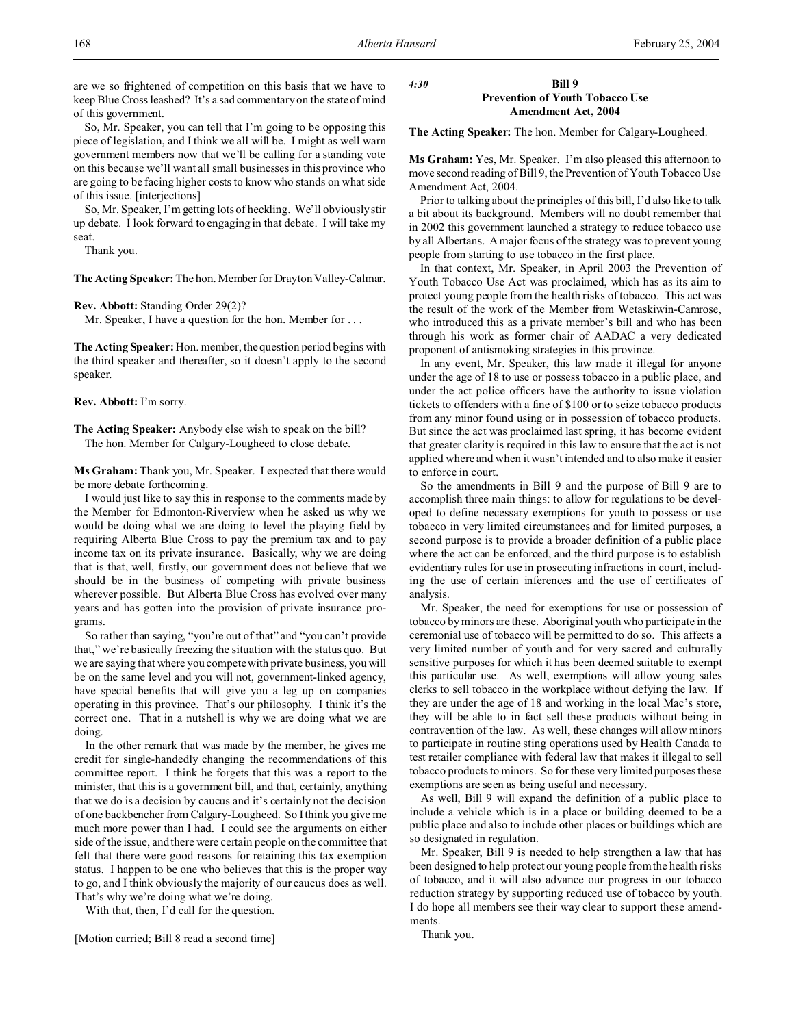are we so frightened of competition on this basis that we have to keep Blue Cross leashed? It's a sad commentary on the state of mind of this government.

So, Mr. Speaker, you can tell that I'm going to be opposing this piece of legislation, and I think we all will be. I might as well warn government members now that we'll be calling for a standing vote on this because we'll want all small businesses in this province who are going to be facing higher costs to know who stands on what side of this issue. [interjections]

So, Mr. Speaker, I'm getting lots of heckling. We'll obviously stir up debate. I look forward to engaging in that debate. I will take my seat.

Thank you.

**The Acting Speaker:** The hon. Member for Drayton Valley-Calmar.

**Rev. Abbott:** Standing Order 29(2)?

Mr. Speaker, I have a question for the hon. Member for . . .

**The Acting Speaker:** Hon. member, the question period begins with the third speaker and thereafter, so it doesn't apply to the second speaker.

**Rev. Abbott:** I'm sorry.

**The Acting Speaker:** Anybody else wish to speak on the bill?

The hon. Member for Calgary-Lougheed to close debate.

**Ms Graham:** Thank you, Mr. Speaker. I expected that there would be more debate forthcoming.

I would just like to say this in response to the comments made by the Member for Edmonton-Riverview when he asked us why we would be doing what we are doing to level the playing field by requiring Alberta Blue Cross to pay the premium tax and to pay income tax on its private insurance. Basically, why we are doing that is that, well, firstly, our government does not believe that we should be in the business of competing with private business wherever possible. But Alberta Blue Cross has evolved over many years and has gotten into the provision of private insurance programs.

So rather than saying, "you're out of that" and "you can't provide that," we're basically freezing the situation with the status quo. But we are saying that where you compete with private business, you will be on the same level and you will not, government-linked agency, have special benefits that will give you a leg up on companies operating in this province. That's our philosophy. I think it's the correct one. That in a nutshell is why we are doing what we are doing.

In the other remark that was made by the member, he gives me credit for single-handedly changing the recommendations of this committee report. I think he forgets that this was a report to the minister, that this is a government bill, and that, certainly, anything that we do is a decision by caucus and it's certainly not the decision of one backbencher from Calgary-Lougheed. So I think you give me much more power than I had. I could see the arguments on either side of the issue, and there were certain people on the committee that felt that there were good reasons for retaining this tax exemption status. I happen to be one who believes that this is the proper way to go, and I think obviously the majority of our caucus does as well. That's why we're doing what we're doing.

With that, then, I'd call for the question.

[Motion carried; Bill 8 read a second time]

*4:30*

## Bill 9
## Prevention of Youth Tobacco Use Amendment Act, 2004

**The Acting Speaker:** The hon. Member for Calgary-Lougheed.

**Ms Graham:** Yes, Mr. Speaker. I'm also pleased this afternoon to move second reading of Bill 9, the Prevention of Youth Tobacco Use Amendment Act, 2004.

Prior to talking about the principles of this bill, I'd also like to talk a bit about its background. Members will no doubt remember that in 2002 this government launched a strategy to reduce tobacco use by all Albertans. A major focus of the strategy was to prevent young people from starting to use tobacco in the first place.

In that context, Mr. Speaker, in April 2003 the Prevention of Youth Tobacco Use Act was proclaimed, which has as its aim to protect young people from the health risks of tobacco. This act was the result of the work of the Member from Wetaskiwin-Camrose, who introduced this as a private member's bill and who has been through his work as former chair of AADAC a very dedicated proponent of antismoking strategies in this province.

In any event, Mr. Speaker, this law made it illegal for anyone under the age of 18 to use or possess tobacco in a public place, and under the act police officers have the authority to issue violation tickets to offenders with a fine of $100 or to seize tobacco products from any minor found using or in possession of tobacco products. But since the act was proclaimed last spring, it has become evident that greater clarity is required in this law to ensure that the act is not applied where and when it wasn't intended and to also make it easier to enforce in court.

So the amendments in Bill 9 and the purpose of Bill 9 are to accomplish three main things: to allow for regulations to be developed to define necessary exemptions for youth to possess or use tobacco in very limited circumstances and for limited purposes, a second purpose is to provide a broader definition of a public place where the act can be enforced, and the third purpose is to establish evidentiary rules for use in prosecuting infractions in court, including the use of certain inferences and the use of certificates of analysis.

Mr. Speaker, the need for exemptions for use or possession of tobacco by minors are these. Aboriginal youth who participate in the ceremonial use of tobacco will be permitted to do so. This affects a very limited number of youth and for very sacred and culturally sensitive purposes for which it has been deemed suitable to exempt this particular use. As well, exemptions will allow young sales clerks to sell tobacco in the workplace without defying the law. If they are under the age of 18 and working in the local Mac's store, they will be able to in fact sell these products without being in contravention of the law. As well, these changes will allow minors to participate in routine sting operations used by Health Canada to test retailer compliance with federal law that makes it illegal to sell tobacco products to minors. So for these very limited purposes these exemptions are seen as being useful and necessary.

As well, Bill 9 will expand the definition of a public place to include a vehicle which is in a place or building deemed to be a public place and also to include other places or buildings which are so designated in regulation.

Mr. Speaker, Bill 9 is needed to help strengthen a law that has been designed to help protect our young people from the health risks of tobacco, and it will also advance our progress in our tobacco reduction strategy by supporting reduced use of tobacco by youth. I do hope all members see their way clear to support these amendments.

Thank you.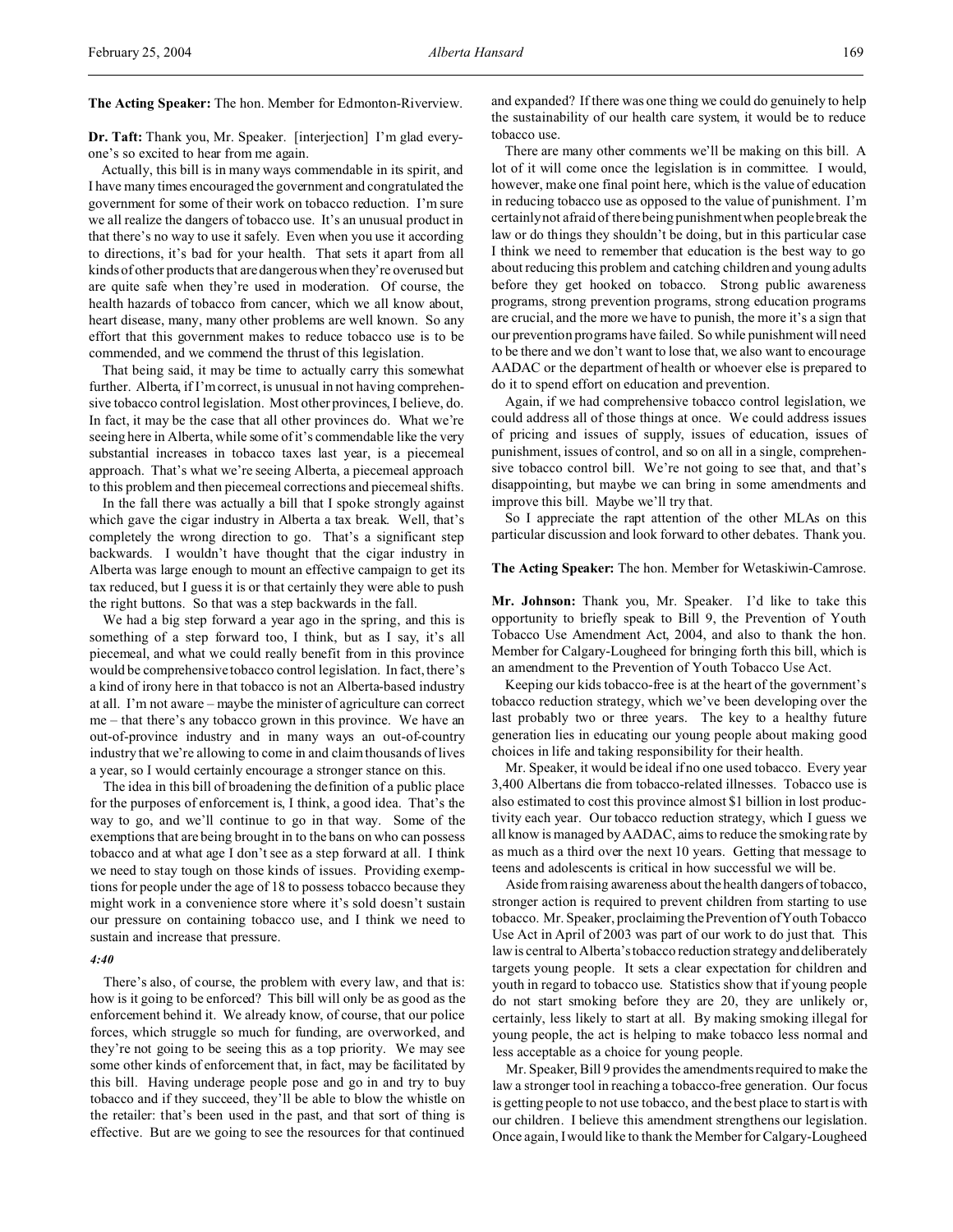**The Acting Speaker:** The hon. Member for Edmonton-Riverview.

**Dr. Taft:** Thank you, Mr. Speaker. [interjection] I'm glad everyone's so excited to hear from me again.

Actually, this bill is in many ways commendable in its spirit, and I have many times encouraged the government and congratulated the government for some of their work on tobacco reduction. I'm sure we all realize the dangers of tobacco use. It's an unusual product in that there's no way to use it safely. Even when you use it according to directions, it's bad for your health. That sets it apart from all kinds of other products that are dangerous when they're overused but are quite safe when they're used in moderation. Of course, the health hazards of tobacco from cancer, which we all know about, heart disease, many, many other problems are well known. So any effort that this government makes to reduce tobacco use is to be commended, and we commend the thrust of this legislation.

That being said, it may be time to actually carry this somewhat further. Alberta, if I'm correct, is unusual in not having comprehensive tobacco control legislation. Most other provinces, I believe, do. In fact, it may be the case that all other provinces do. What we're seeing here in Alberta, while some of it's commendable like the very substantial increases in tobacco taxes last year, is a piecemeal approach. That's what we're seeing Alberta, a piecemeal approach to this problem and then piecemeal corrections and piecemeal shifts.

In the fall there was actually a bill that I spoke strongly against which gave the cigar industry in Alberta a tax break. Well, that's completely the wrong direction to go. That's a significant step backwards. I wouldn't have thought that the cigar industry in Alberta was large enough to mount an effective campaign to get its tax reduced, but I guess it is or that certainly they were able to push the right buttons. So that was a step backwards in the fall.

We had a big step forward a year ago in the spring, and this is something of a step forward too, I think, but as I say, it's all piecemeal, and what we could really benefit from in this province would be comprehensive tobacco control legislation. In fact, there's a kind of irony here in that tobacco is not an Alberta-based industry at all. I'm not aware – maybe the minister of agriculture can correct me – that there's any tobacco grown in this province. We have an out-of-province industry and in many ways an out-of-country industry that we're allowing to come in and claim thousands of lives a year, so I would certainly encourage a stronger stance on this.

The idea in this bill of broadening the definition of a public place for the purposes of enforcement is, I think, a good idea. That's the way to go, and we'll continue to go in that way. Some of the exemptions that are being brought in to the bans on who can possess tobacco and at what age I don't see as a step forward at all. I think we need to stay tough on those kinds of issues. Providing exemptions for people under the age of 18 to possess tobacco because they might work in a convenience store where it's sold doesn't sustain our pressure on containing tobacco use, and I think we need to sustain and increase that pressure.

*4:40*

There's also, of course, the problem with every law, and that is: how is it going to be enforced? This bill will only be as good as the enforcement behind it. We already know, of course, that our police forces, which struggle so much for funding, are overworked, and they're not going to be seeing this as a top priority. We may see some other kinds of enforcement that, in fact, may be facilitated by this bill. Having underage people pose and go in and try to buy tobacco and if they succeed, they'll be able to blow the whistle on the retailer: that's been used in the past, and that sort of thing is effective. But are we going to see the resources for that continued and expanded? If there was one thing we could do genuinely to help the sustainability of our health care system, it would be to reduce tobacco use.

There are many other comments we'll be making on this bill. A lot of it will come once the legislation is in committee. I would, however, make one final point here, which is the value of education in reducing tobacco use as opposed to the value of punishment. I'm certainly not afraid of there being punishment when people break the law or do things they shouldn't be doing, but in this particular case I think we need to remember that education is the best way to go about reducing this problem and catching children and young adults before they get hooked on tobacco. Strong public awareness programs, strong prevention programs, strong education programs are crucial, and the more we have to punish, the more it's a sign that our prevention programs have failed. So while punishment will need to be there and we don't want to lose that, we also want to encourage AADAC or the department of health or whoever else is prepared to do it to spend effort on education and prevention.

Again, if we had comprehensive tobacco control legislation, we could address all of those things at once. We could address issues of pricing and issues of supply, issues of education, issues of punishment, issues of control, and so on all in a single, comprehensive tobacco control bill. We're not going to see that, and that's disappointing, but maybe we can bring in some amendments and improve this bill. Maybe we'll try that.

So I appreciate the rapt attention of the other MLAs on this particular discussion and look forward to other debates. Thank you.

**The Acting Speaker:** The hon. Member for Wetaskiwin-Camrose.

**Mr. Johnson:** Thank you, Mr. Speaker. I'd like to take this opportunity to briefly speak to Bill 9, the Prevention of Youth Tobacco Use Amendment Act, 2004, and also to thank the hon. Member for Calgary-Lougheed for bringing forth this bill, which is an amendment to the Prevention of Youth Tobacco Use Act.

Keeping our kids tobacco-free is at the heart of the government's tobacco reduction strategy, which we've been developing over the last probably two or three years. The key to a healthy future generation lies in educating our young people about making good choices in life and taking responsibility for their health.

Mr. Speaker, it would be ideal if no one used tobacco. Every year 3,400 Albertans die from tobacco-related illnesses. Tobacco use is also estimated to cost this province almost $1 billion in lost productivity each year. Our tobacco reduction strategy, which I guess we all know is managed by AADAC, aims to reduce the smoking rate by as much as a third over the next 10 years. Getting that message to teens and adolescents is critical in how successful we will be.

Aside from raising awareness about the health dangers of tobacco, stronger action is required to prevent children from starting to use tobacco. Mr. Speaker, proclaiming the Prevention of Youth Tobacco Use Act in April of 2003 was part of our work to do just that. This law is central to Alberta's tobacco reduction strategy and deliberately targets young people. It sets a clear expectation for children and youth in regard to tobacco use. Statistics show that if young people do not start smoking before they are 20, they are unlikely or, certainly, less likely to start at all. By making smoking illegal for young people, the act is helping to make tobacco less normal and less acceptable as a choice for young people.

Mr. Speaker, Bill 9 provides the amendments required to make the law a stronger tool in reaching a tobacco-free generation. Our focus is getting people to not use tobacco, and the best place to start is with our children. I believe this amendment strengthens our legislation. Once again, I would like to thank the Member for Calgary-Lougheed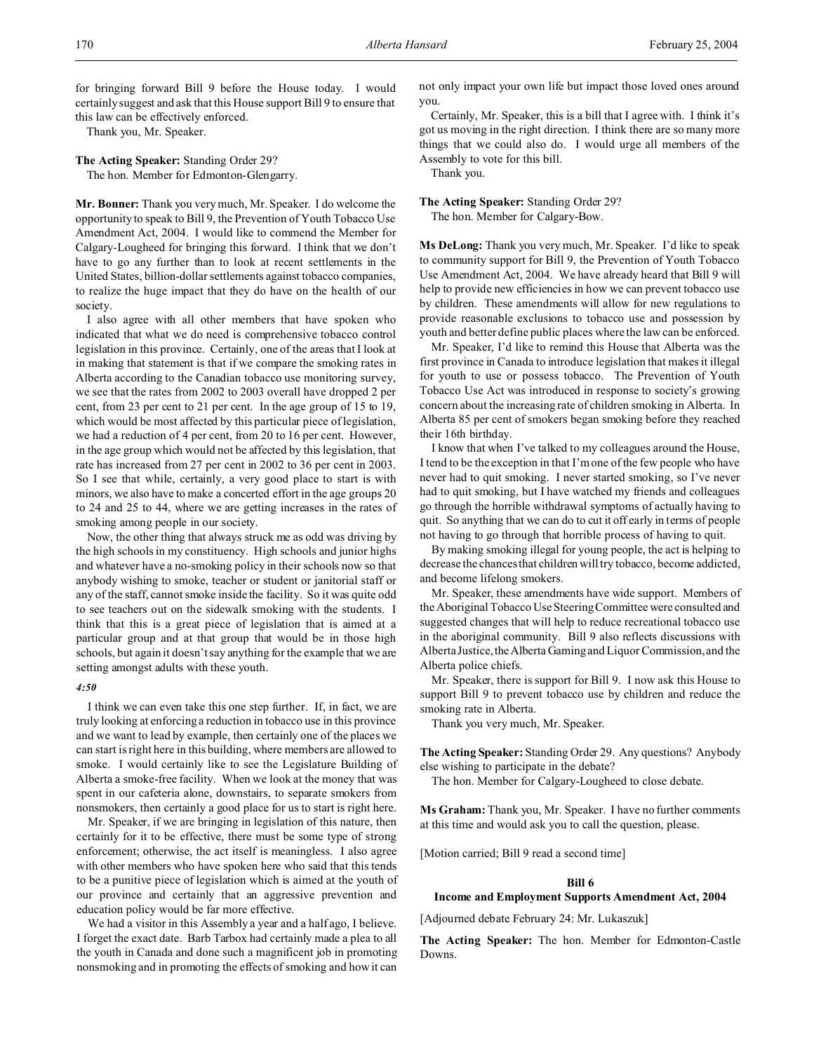for bringing forward Bill 9 before the House today. I would certainly suggest and ask that this House support Bill 9 to ensure that this law can be effectively enforced.

Thank you, Mr. Speaker.

**The Acting Speaker:** Standing Order 29?

The hon. Member for Edmonton-Glengarry.

**Mr. Bonner:** Thank you very much, Mr. Speaker. I do welcome the opportunity to speak to Bill 9, the Prevention of Youth Tobacco Use Amendment Act, 2004. I would like to commend the Member for Calgary-Lougheed for bringing this forward. I think that we don't have to go any further than to look at recent settlements in the United States, billion-dollar settlements against tobacco companies, to realize the huge impact that they do have on the health of our society.

I also agree with all other members that have spoken who indicated that what we do need is comprehensive tobacco control legislation in this province. Certainly, one of the areas that I look at in making that statement is that if we compare the smoking rates in Alberta according to the Canadian tobacco use monitoring survey, we see that the rates from 2002 to 2003 overall have dropped 2 per cent, from 23 per cent to 21 per cent. In the age group of 15 to 19, which would be most affected by this particular piece of legislation, we had a reduction of 4 per cent, from 20 to 16 per cent. However, in the age group which would not be affected by this legislation, that rate has increased from 27 per cent in 2002 to 36 per cent in 2003. So I see that while, certainly, a very good place to start is with minors, we also have to make a concerted effort in the age groups 20 to 24 and 25 to 44, where we are getting increases in the rates of smoking among people in our society.

Now, the other thing that always struck me as odd was driving by the high schools in my constituency. High schools and junior highs and whatever have a no-smoking policy in their schools now so that anybody wishing to smoke, teacher or student or janitorial staff or any of the staff, cannot smoke inside the facility. So it was quite odd to see teachers out on the sidewalk smoking with the students. I think that this is a great piece of legislation that is aimed at a particular group and at that group that would be in those high schools, but again it doesn't say anything for the example that we are setting amongst adults with these youth.

*4:50*

I think we can even take this one step further. If, in fact, we are truly looking at enforcing a reduction in tobacco use in this province and we want to lead by example, then certainly one of the places we can start is right here in this building, where members are allowed to smoke. I would certainly like to see the Legislature Building of Alberta a smoke-free facility. When we look at the money that was spent in our cafeteria alone, downstairs, to separate smokers from nonsmokers, then certainly a good place for us to start is right here.

Mr. Speaker, if we are bringing in legislation of this nature, then certainly for it to be effective, there must be some type of strong enforcement; otherwise, the act itself is meaningless. I also agree with other members who have spoken here who said that this tends to be a punitive piece of legislation which is aimed at the youth of our province and certainly that an aggressive prevention and education policy would be far more effective.

We had a visitor in this Assembly a year and a half ago, I believe. I forget the exact date. Barb Tarbox had certainly made a plea to all the youth in Canada and done such a magnificent job in promoting nonsmoking and in promoting the effects of smoking and how it can not only impact your own life but impact those loved ones around you.

Certainly, Mr. Speaker, this is a bill that I agree with. I think it's got us moving in the right direction. I think there are so many more things that we could also do. I would urge all members of the Assembly to vote for this bill.

Thank you.

**The Acting Speaker:** Standing Order 29?

The hon. Member for Calgary-Bow.

**Ms DeLong:** Thank you very much, Mr. Speaker. I'd like to speak to community support for Bill 9, the Prevention of Youth Tobacco Use Amendment Act, 2004. We have already heard that Bill 9 will help to provide new efficiencies in how we can prevent tobacco use by children. These amendments will allow for new regulations to provide reasonable exclusions to tobacco use and possession by youth and better define public places where the law can be enforced.

Mr. Speaker, I'd like to remind this House that Alberta was the first province in Canada to introduce legislation that makes it illegal for youth to use or possess tobacco. The Prevention of Youth Tobacco Use Act was introduced in response to society's growing concern about the increasing rate of children smoking in Alberta. In Alberta 85 per cent of smokers began smoking before they reached their 16th birthday.

I know that when I've talked to my colleagues around the House, I tend to be the exception in that I'm one of the few people who have never had to quit smoking. I never started smoking, so I've never had to quit smoking, but I have watched my friends and colleagues go through the horrible withdrawal symptoms of actually having to quit. So anything that we can do to cut it off early in terms of people not having to go through that horrible process of having to quit.

By making smoking illegal for young people, the act is helping to decrease the chances that children will try tobacco, become addicted, and become lifelong smokers.

Mr. Speaker, these amendments have wide support. Members of the Aboriginal Tobacco Use Steering Committee were consulted and suggested changes that will help to reduce recreational tobacco use in the aboriginal community. Bill 9 also reflects discussions with Alberta Justice, the Alberta Gaming and Liquor Commission, and the Alberta police chiefs.

Mr. Speaker, there is support for Bill 9. I now ask this House to support Bill 9 to prevent tobacco use by children and reduce the smoking rate in Alberta.

Thank you very much, Mr. Speaker.

**The Acting Speaker:** Standing Order 29. Any questions? Anybody else wishing to participate in the debate?

The hon. Member for Calgary-Lougheed to close debate.

**Ms Graham:** Thank you, Mr. Speaker. I have no further comments at this time and would ask you to call the question, please.

[Motion carried; Bill 9 read a second time]

## Bill 6
## Income and Employment Supports Amendment Act, 2004

[Adjourned debate February 24: Mr. Lukaszuk]

**The Acting Speaker:** The hon. Member for Edmonton-Castle Downs.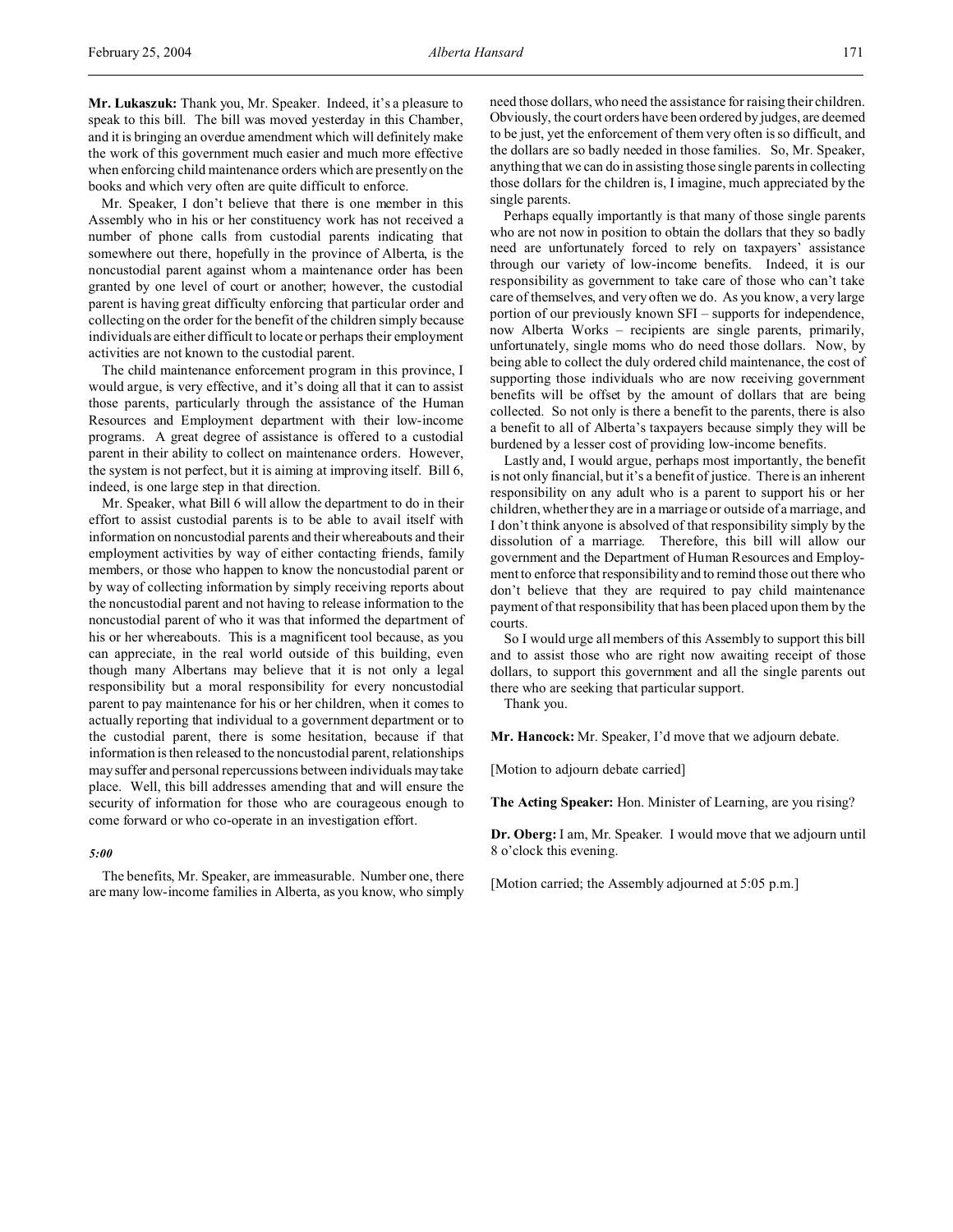**Mr. Lukaszuk:** Thank you, Mr. Speaker. Indeed, it's a pleasure to speak to this bill. The bill was moved yesterday in this Chamber, and it is bringing an overdue amendment which will definitely make the work of this government much easier and much more effective when enforcing child maintenance orders which are presently on the books and which very often are quite difficult to enforce.

Mr. Speaker, I don't believe that there is one member in this Assembly who in his or her constituency work has not received a number of phone calls from custodial parents indicating that somewhere out there, hopefully in the province of Alberta, is the noncustodial parent against whom a maintenance order has been granted by one level of court or another; however, the custodial parent is having great difficulty enforcing that particular order and collecting on the order for the benefit of the children simply because individuals are either difficult to locate or perhaps their employment activities are not known to the custodial parent.

The child maintenance enforcement program in this province, I would argue, is very effective, and it's doing all that it can to assist those parents, particularly through the assistance of the Human Resources and Employment department with their low-income programs. A great degree of assistance is offered to a custodial parent in their ability to collect on maintenance orders. However, the system is not perfect, but it is aiming at improving itself. Bill 6, indeed, is one large step in that direction.

Mr. Speaker, what Bill 6 will allow the department to do in their effort to assist custodial parents is to be able to avail itself with information on noncustodial parents and their whereabouts and their employment activities by way of either contacting friends, family members, or those who happen to know the noncustodial parent or by way of collecting information by simply receiving reports about the noncustodial parent and not having to release information to the noncustodial parent of who it was that informed the department of his or her whereabouts. This is a magnificent tool because, as you can appreciate, in the real world outside of this building, even though many Albertans may believe that it is not only a legal responsibility but a moral responsibility for every noncustodial parent to pay maintenance for his or her children, when it comes to actually reporting that individual to a government department or to the custodial parent, there is some hesitation, because if that information is then released to the noncustodial parent, relationships may suffer and personal repercussions between individuals may take place. Well, this bill addresses amending that and will ensure the security of information for those who are courageous enough to come forward or who co-operate in an investigation effort.

*5:00*

The benefits, Mr. Speaker, are immeasurable. Number one, there are many low-income families in Alberta, as you know, who simply need those dollars, who need the assistance for raising their children. Obviously, the court orders have been ordered by judges, are deemed to be just, yet the enforcement of them very often is so difficult, and the dollars are so badly needed in those families. So, Mr. Speaker, anything that we can do in assisting those single parents in collecting those dollars for the children is, I imagine, much appreciated by the single parents.

Perhaps equally importantly is that many of those single parents who are not now in position to obtain the dollars that they so badly need are unfortunately forced to rely on taxpayers' assistance through our variety of low-income benefits. Indeed, it is our responsibility as government to take care of those who can't take care of themselves, and very often we do. As you know, a very large portion of our previously known SFI – supports for independence, now Alberta Works – recipients are single parents, primarily, unfortunately, single moms who do need those dollars. Now, by being able to collect the duly ordered child maintenance, the cost of supporting those individuals who are now receiving government benefits will be offset by the amount of dollars that are being collected. So not only is there a benefit to the parents, there is also a benefit to all of Alberta's taxpayers because simply they will be burdened by a lesser cost of providing low-income benefits.

Lastly and, I would argue, perhaps most importantly, the benefit is not only financial, but it's a benefit of justice. There is an inherent responsibility on any adult who is a parent to support his or her children, whether they are in a marriage or outside of a marriage, and I don't think anyone is absolved of that responsibility simply by the dissolution of a marriage. Therefore, this bill will allow our government and the Department of Human Resources and Employment to enforce that responsibility and to remind those out there who don't believe that they are required to pay child maintenance payment of that responsibility that has been placed upon them by the courts.

So I would urge all members of this Assembly to support this bill and to assist those who are right now awaiting receipt of those dollars, to support this government and all the single parents out there who are seeking that particular support.

Thank you.

**Mr. Hancock:** Mr. Speaker, I'd move that we adjourn debate.

[Motion to adjourn debate carried]

**The Acting Speaker:** Hon. Minister of Learning, are you rising?

**Dr. Oberg:** I am, Mr. Speaker. I would move that we adjourn until 8 o'clock this evening.

[Motion carried; the Assembly adjourned at 5:05 p.m.]